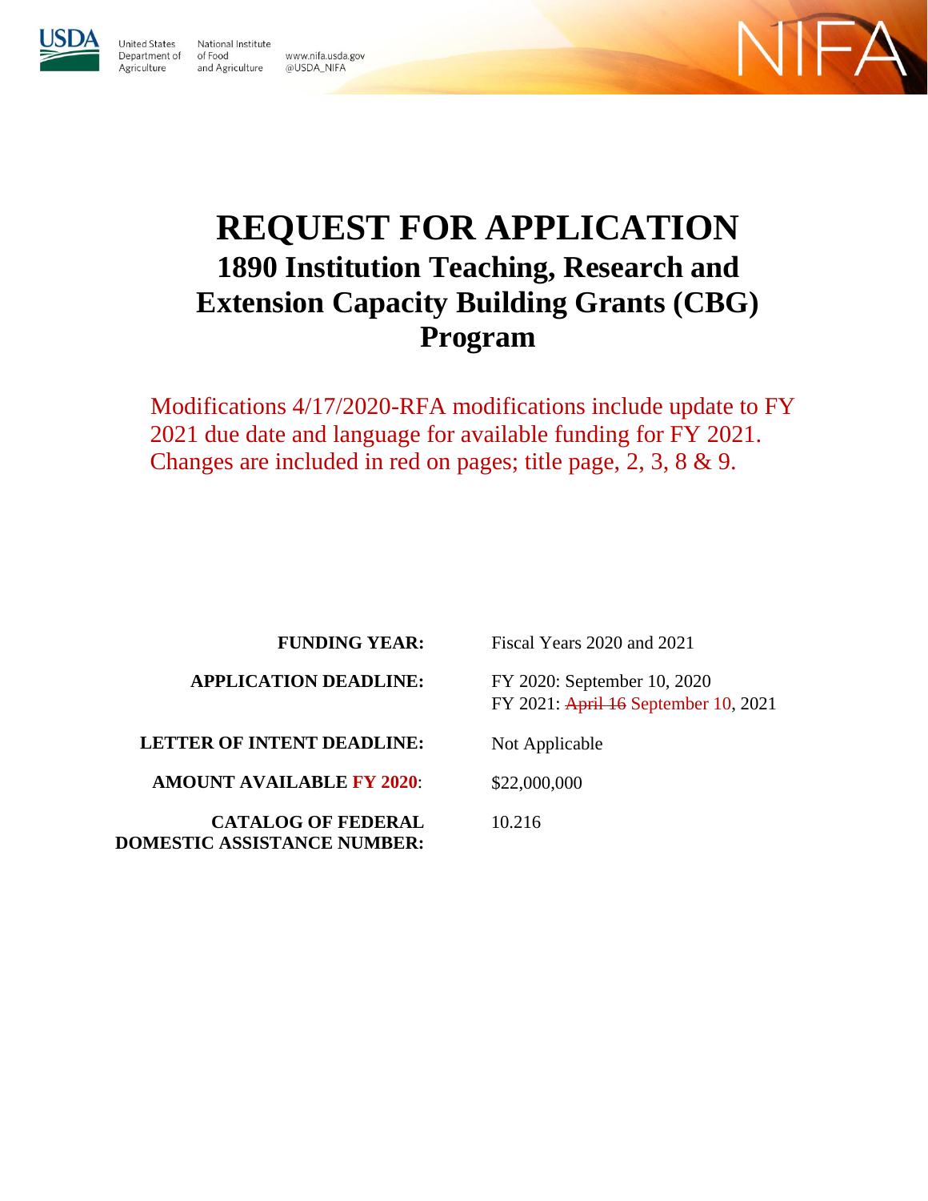United States Department of Agriculture

National Institute of Food and Agriculture

www.nifa.usda.gov
@USDA_NIFA

NIFA

# REQUEST FOR APPLICATION

## 1890 Institution Teaching, Research and Extension Capacity Building Grants (CBG) Program

Modifications 4/17/2020-RFA modifications include update to FY 2021 due date and language for available funding for FY 2021. Changes are included in red on pages; title page, 2, 3, 8 & 9.

| | |
|---|---|
| **FUNDING YEAR:** | Fiscal Years 2020 and 2021 |
| **APPLICATION DEADLINE:** | FY 2020: September 10, 2020<br>FY 2021: ~~April 16~~ September 10, 2021 |
| **LETTER OF INTENT DEADLINE:** | Not Applicable |
| **AMOUNT AVAILABLE FY 2020:** | $22,000,000 |
| **CATALOG OF FEDERAL DOMESTIC ASSISTANCE NUMBER:** | 10.216 |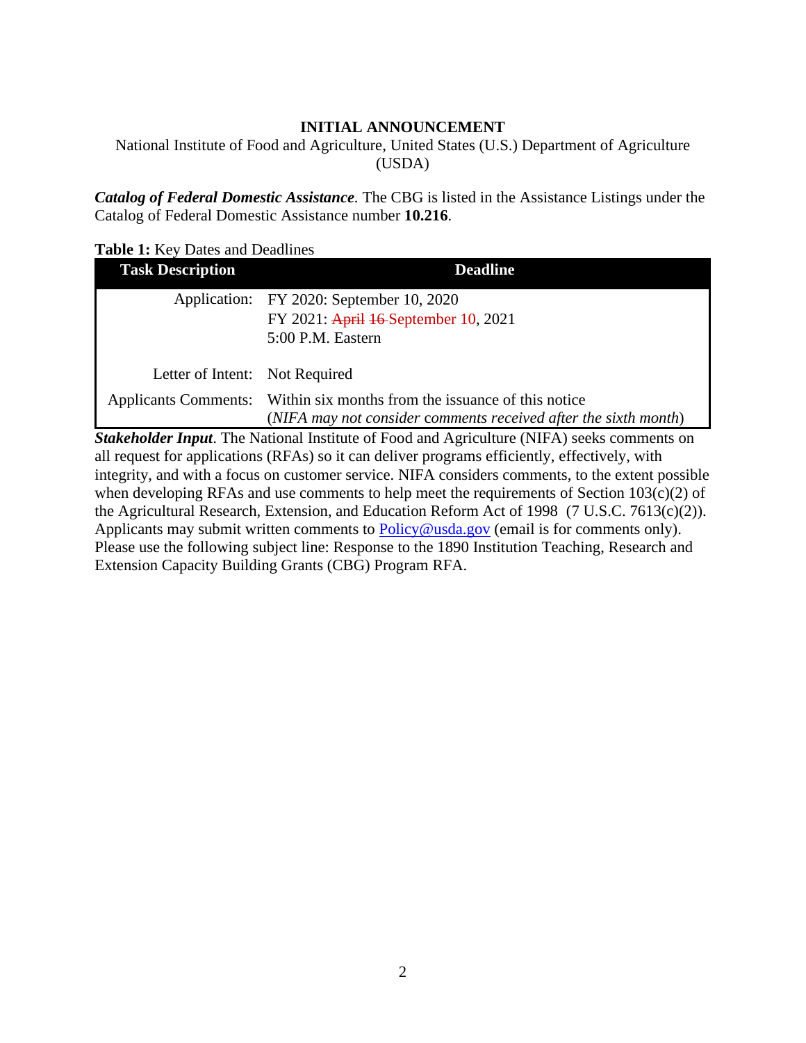**INITIAL ANNOUNCEMENT**

National Institute of Food and Agriculture, United States (U.S.) Department of Agriculture (USDA)

***Catalog of Federal Domestic Assistance***. The CBG is listed in the Assistance Listings under the Catalog of Federal Domestic Assistance number **10.216**.

**Table 1:** Key Dates and Deadlines

| Task Description | Deadline |
|---|---|
| Application: | FY 2020: September 10, 2020<br>FY 2021: ~~April 16~~ September 10, 2021<br>5:00 P.M. Eastern |
| Letter of Intent: | Not Required |
| Applicants Comments: | Within six months from the issuance of this notice<br>(*NIFA may not consider comments received after the sixth month*) |

***Stakeholder Input***. The National Institute of Food and Agriculture (NIFA) seeks comments on all request for applications (RFAs) so it can deliver programs efficiently, effectively, with integrity, and with a focus on customer service. NIFA considers comments, to the extent possible when developing RFAs and use comments to help meet the requirements of Section 103(c)(2) of the Agricultural Research, Extension, and Education Reform Act of 1998 (7 U.S.C. 7613(c)(2)). Applicants may submit written comments to Policy@usda.gov (email is for comments only). Please use the following subject line: Response to the 1890 Institution Teaching, Research and Extension Capacity Building Grants (CBG) Program RFA.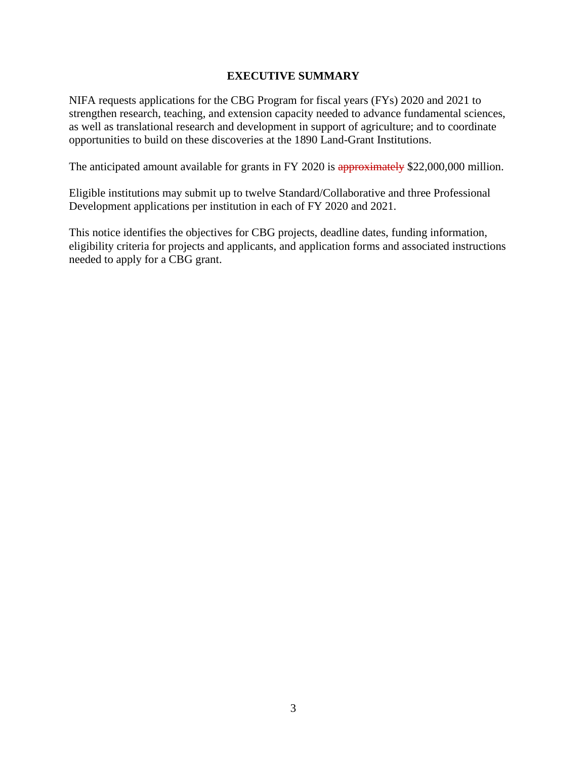## EXECUTIVE SUMMARY

NIFA requests applications for the CBG Program for fiscal years (FYs) 2020 and 2021 to strengthen research, teaching, and extension capacity needed to advance fundamental sciences, as well as translational research and development in support of agriculture; and to coordinate opportunities to build on these discoveries at the 1890 Land-Grant Institutions.

The anticipated amount available for grants in FY 2020 is ~~approximately~~ $22,000,000 million.

Eligible institutions may submit up to twelve Standard/Collaborative and three Professional Development applications per institution in each of FY 2020 and 2021.

This notice identifies the objectives for CBG projects, deadline dates, funding information, eligibility criteria for projects and applicants, and application forms and associated instructions needed to apply for a CBG grant.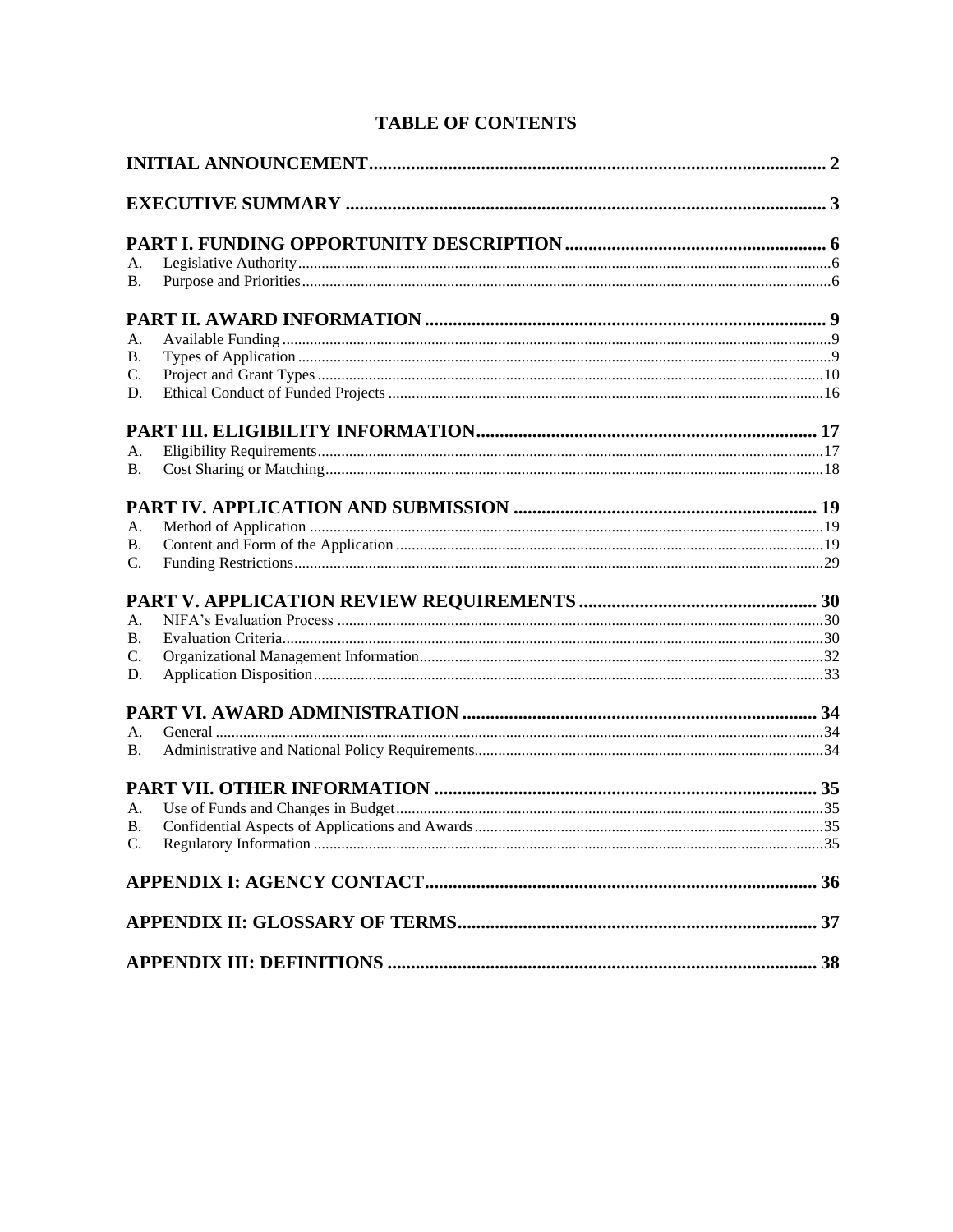# TABLE OF CONTENTS

**INITIAL ANNOUNCEMENT** ..... 2

**EXECUTIVE SUMMARY** ..... 3

**PART I. FUNDING OPPORTUNITY DESCRIPTION** ..... 6

A. Legislative Authority ..... 6
B. Purpose and Priorities ..... 6

**PART II. AWARD INFORMATION** ..... 9

A. Available Funding ..... 9
B. Types of Application ..... 9
C. Project and Grant Types ..... 10
D. Ethical Conduct of Funded Projects ..... 16

**PART III. ELIGIBILITY INFORMATION** ..... 17

A. Eligibility Requirements ..... 17
B. Cost Sharing or Matching ..... 18

**PART IV. APPLICATION AND SUBMISSION** ..... 19

A. Method of Application ..... 19
B. Content and Form of the Application ..... 19
C. Funding Restrictions ..... 29

**PART V. APPLICATION REVIEW REQUIREMENTS** ..... 30

A. NIFA's Evaluation Process ..... 30
B. Evaluation Criteria ..... 30
C. Organizational Management Information ..... 32
D. Application Disposition ..... 33

**PART VI. AWARD ADMINISTRATION** ..... 34

A. General ..... 34
B. Administrative and National Policy Requirements ..... 34

**PART VII. OTHER INFORMATION** ..... 35

A. Use of Funds and Changes in Budget ..... 35
B. Confidential Aspects of Applications and Awards ..... 35
C. Regulatory Information ..... 35

**APPENDIX I: AGENCY CONTACT** ..... 36

**APPENDIX II: GLOSSARY OF TERMS** ..... 37

**APPENDIX III: DEFINITIONS** ..... 38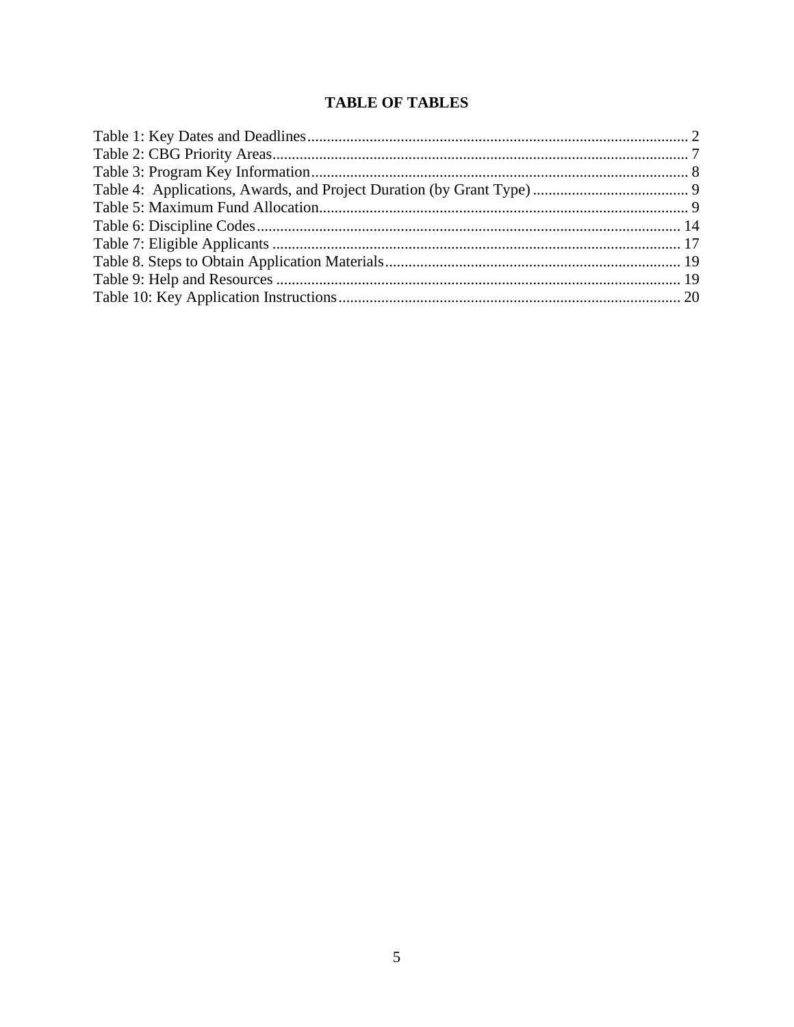# TABLE OF TABLES

Table 1: Key Dates and Deadlines .................................................................................................. 2
Table 2: CBG Priority Areas ........................................................................................................... 7
Table 3: Program Key Information ................................................................................................. 8
Table 4: Applications, Awards, and Project Duration (by Grant Type) ........................................ 9
Table 5: Maximum Fund Allocation ............................................................................................... 9
Table 6: Discipline Codes ............................................................................................................. 14
Table 7: Eligible Applicants ......................................................................................................... 17
Table 8. Steps to Obtain Application Materials ............................................................................ 19
Table 9: Help and Resources ........................................................................................................ 19
Table 10: Key Application Instructions ........................................................................................ 20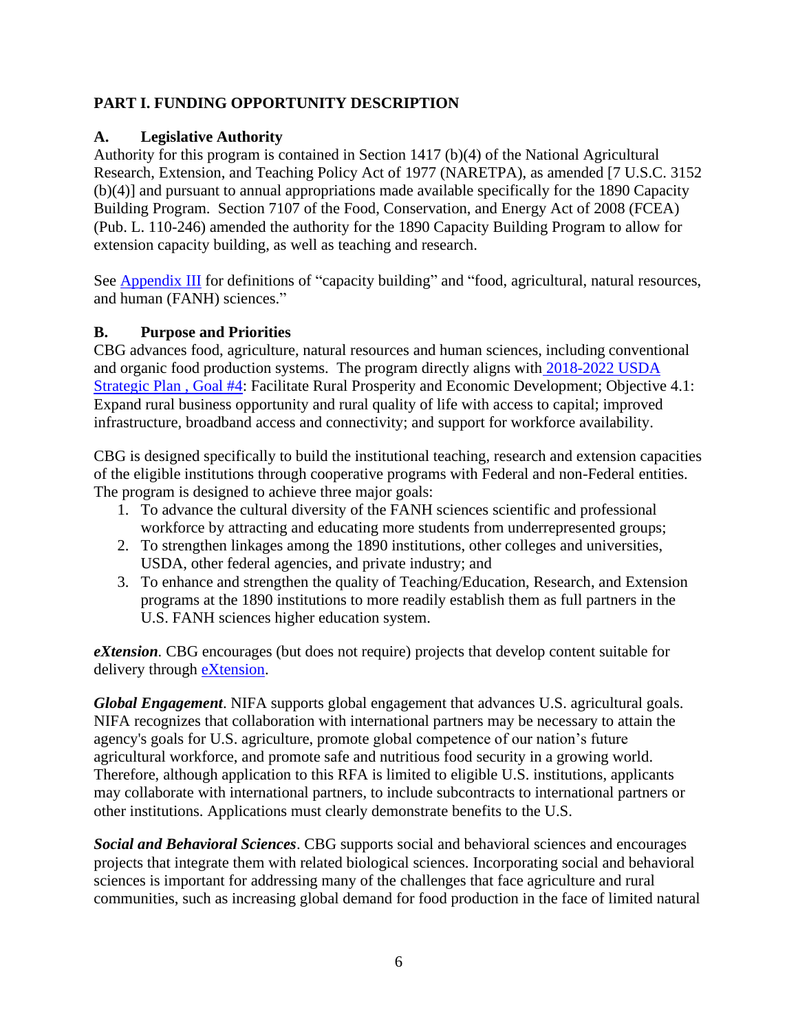## PART I. FUNDING OPPORTUNITY DESCRIPTION

### A. Legislative Authority

Authority for this program is contained in Section 1417 (b)(4) of the National Agricultural Research, Extension, and Teaching Policy Act of 1977 (NARETPA), as amended [7 U.S.C. 3152 (b)(4)] and pursuant to annual appropriations made available specifically for the 1890 Capacity Building Program. Section 7107 of the Food, Conservation, and Energy Act of 2008 (FCEA) (Pub. L. 110-246) amended the authority for the 1890 Capacity Building Program to allow for extension capacity building, as well as teaching and research.

See Appendix III for definitions of "capacity building" and "food, agricultural, natural resources, and human (FANH) sciences."

### B. Purpose and Priorities

CBG advances food, agriculture, natural resources and human sciences, including conventional and organic food production systems. The program directly aligns with 2018-2022 USDA Strategic Plan , Goal #4: Facilitate Rural Prosperity and Economic Development; Objective 4.1: Expand rural business opportunity and rural quality of life with access to capital; improved infrastructure, broadband access and connectivity; and support for workforce availability.

CBG is designed specifically to build the institutional teaching, research and extension capacities of the eligible institutions through cooperative programs with Federal and non-Federal entities. The program is designed to achieve three major goals:

1. To advance the cultural diversity of the FANH sciences scientific and professional workforce by attracting and educating more students from underrepresented groups;
2. To strengthen linkages among the 1890 institutions, other colleges and universities, USDA, other federal agencies, and private industry; and
3. To enhance and strengthen the quality of Teaching/Education, Research, and Extension programs at the 1890 institutions to more readily establish them as full partners in the U.S. FANH sciences higher education system.

***eXtension***. CBG encourages (but does not require) projects that develop content suitable for delivery through eXtension.

***Global Engagement***. NIFA supports global engagement that advances U.S. agricultural goals. NIFA recognizes that collaboration with international partners may be necessary to attain the agency's goals for U.S. agriculture, promote global competence of our nation's future agricultural workforce, and promote safe and nutritious food security in a growing world. Therefore, although application to this RFA is limited to eligible U.S. institutions, applicants may collaborate with international partners, to include subcontracts to international partners or other institutions. Applications must clearly demonstrate benefits to the U.S.

***Social and Behavioral Sciences***. CBG supports social and behavioral sciences and encourages projects that integrate them with related biological sciences. Incorporating social and behavioral sciences is important for addressing many of the challenges that face agriculture and rural communities, such as increasing global demand for food production in the face of limited natural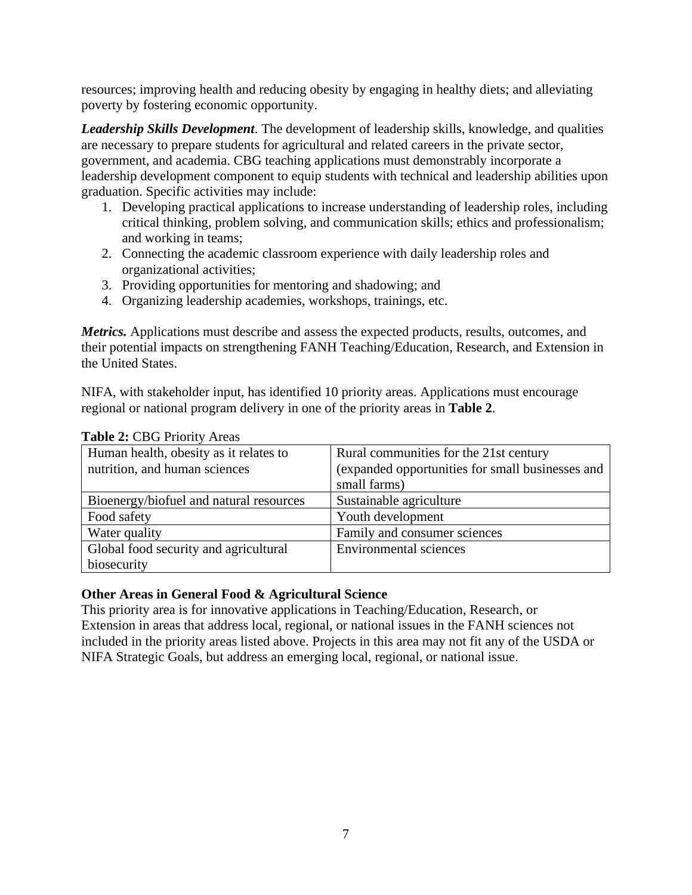resources; improving health and reducing obesity by engaging in healthy diets; and alleviating poverty by fostering economic opportunity.

***Leadership Skills Development***. The development of leadership skills, knowledge, and qualities are necessary to prepare students for agricultural and related careers in the private sector, government, and academia. CBG teaching applications must demonstrably incorporate a leadership development component to equip students with technical and leadership abilities upon graduation. Specific activities may include:

1. Developing practical applications to increase understanding of leadership roles, including critical thinking, problem solving, and communication skills; ethics and professionalism; and working in teams;
2. Connecting the academic classroom experience with daily leadership roles and organizational activities;
3. Providing opportunities for mentoring and shadowing; and
4. Organizing leadership academies, workshops, trainings, etc.

***Metrics.*** Applications must describe and assess the expected products, results, outcomes, and their potential impacts on strengthening FANH Teaching/Education, Research, and Extension in the United States.

NIFA, with stakeholder input, has identified 10 priority areas. Applications must encourage regional or national program delivery in one of the priority areas in **Table 2**.

**Table 2:** CBG Priority Areas

| | |
|---|---|
| Human health, obesity as it relates to nutrition, and human sciences | Rural communities for the 21st century (expanded opportunities for small businesses and small farms) |
| Bioenergy/biofuel and natural resources | Sustainable agriculture |
| Food safety | Youth development |
| Water quality | Family and consumer sciences |
| Global food security and agricultural biosecurity | Environmental sciences |

**Other Areas in General Food & Agricultural Science**

This priority area is for innovative applications in Teaching/Education, Research, or Extension in areas that address local, regional, or national issues in the FANH sciences not included in the priority areas listed above. Projects in this area may not fit any of the USDA or NIFA Strategic Goals, but address an emerging local, regional, or national issue.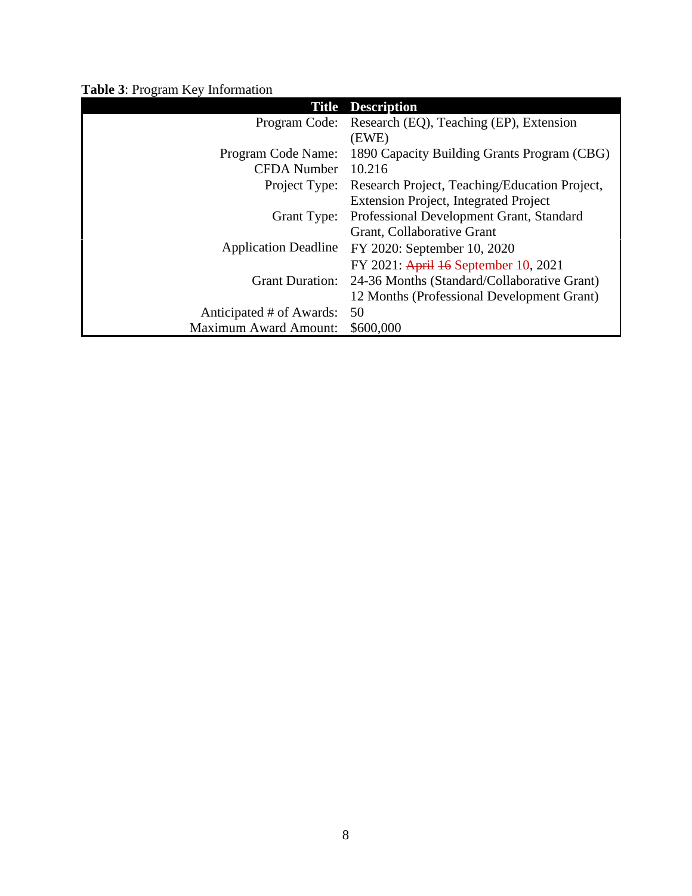**Table 3**: Program Key Information

| Title | Description |
|---|---|
| Program Code: | Research (EQ), Teaching (EP), Extension (EWE) |
| Program Code Name: | 1890 Capacity Building Grants Program (CBG) |
| CFDA Number | 10.216 |
| Project Type: | Research Project, Teaching/Education Project, Extension Project, Integrated Project |
| Grant Type: | Professional Development Grant, Standard Grant, Collaborative Grant |
| Application Deadline | FY 2020: September 10, 2020<br>FY 2021: ~~April 16~~ September 10, 2021 |
| Grant Duration: | 24-36 Months (Standard/Collaborative Grant)<br>12 Months (Professional Development Grant) |
| Anticipated # of Awards: | 50 |
| Maximum Award Amount: | $600,000 |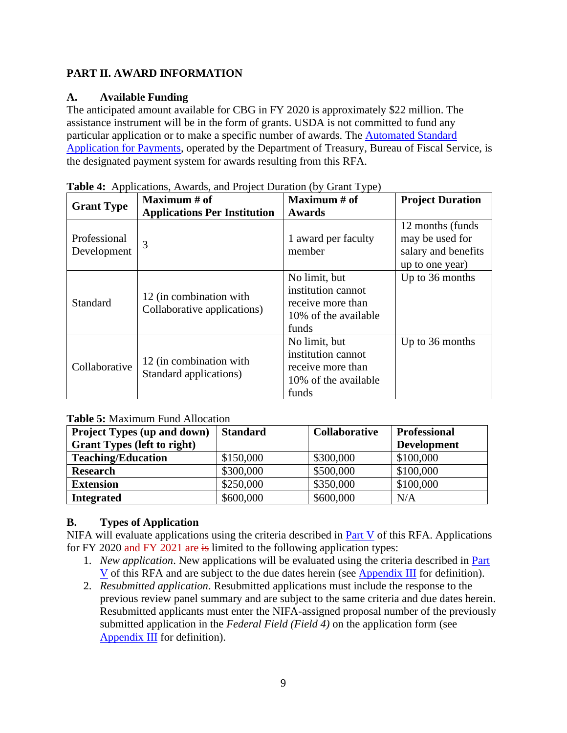## PART II. AWARD INFORMATION

### A. Available Funding

The anticipated amount available for CBG in FY 2020 is approximately $22 million. The assistance instrument will be in the form of grants. USDA is not committed to fund any particular application or to make a specific number of awards. The [Automated Standard Application for Payments](), operated by the Department of Treasury, Bureau of Fiscal Service, is the designated payment system for awards resulting from this RFA.

**Table 4:** Applications, Awards, and Project Duration (by Grant Type)

| Grant Type | Maximum # of Applications Per Institution | Maximum # of Awards | Project Duration |
|---|---|---|---|
| Professional Development | 3 | 1 award per faculty member | 12 months (funds may be used for salary and benefits up to one year) |
| Standard | 12 (in combination with Collaborative applications) | No limit, but institution cannot receive more than 10% of the available funds | Up to 36 months |
| Collaborative | 12 (in combination with Standard applications) | No limit, but institution cannot receive more than 10% of the available funds | Up to 36 months |

**Table 5:** Maximum Fund Allocation

| Project Types (up and down) Grant Types (left to right) | Standard | Collaborative | Professional Development |
|---|---|---|---|
| **Teaching/Education** | $150,000 | $300,000 | $100,000 |
| **Research** | $300,000 | $500,000 | $100,000 |
| **Extension** | $250,000 | $350,000 | $100,000 |
| **Integrated** | $600,000 | $600,000 | N/A |

### B. Types of Application

NIFA will evaluate applications using the criteria described in [Part V]() of this RFA. Applications for FY 2020 and FY 2021 are ~~is~~ limited to the following application types:

1. *New application*. New applications will be evaluated using the criteria described in [Part V]() of this RFA and are subject to the due dates herein (see [Appendix III]() for definition).
2. *Resubmitted application*. Resubmitted applications must include the response to the previous review panel summary and are subject to the same criteria and due dates herein. Resubmitted applicants must enter the NIFA-assigned proposal number of the previously submitted application in the *Federal Field (Field 4)* on the application form (see [Appendix III]() for definition).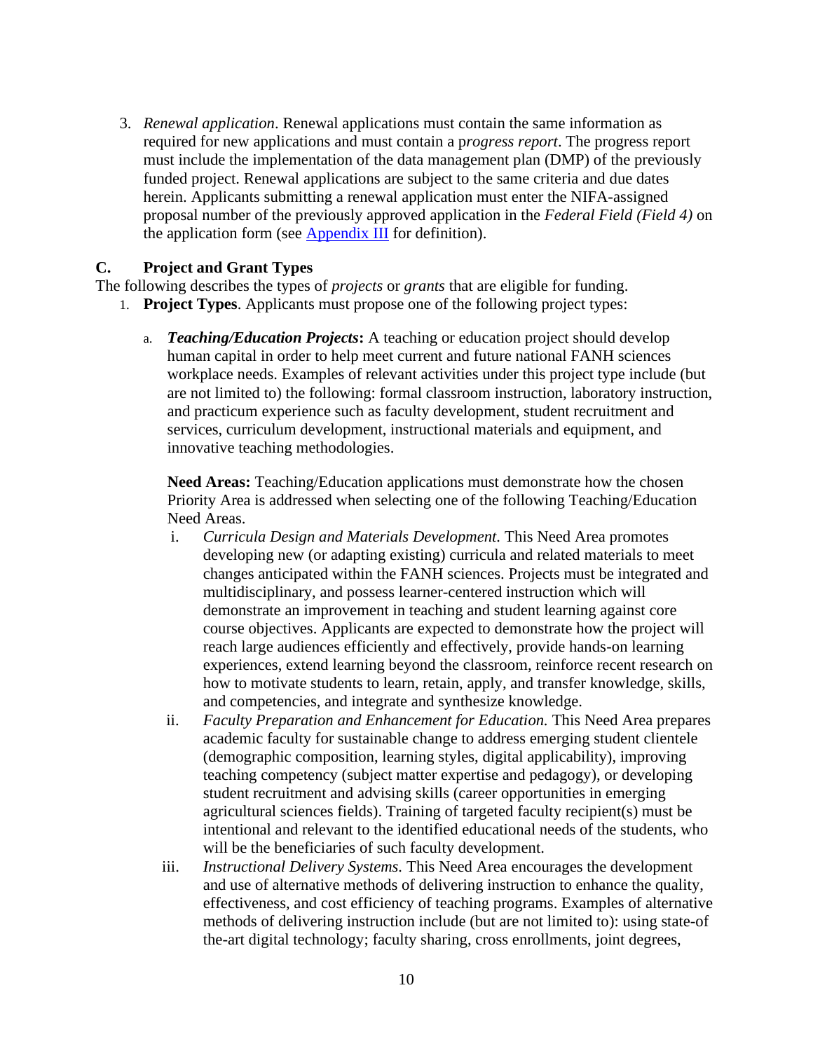3. *Renewal application*. Renewal applications must contain the same information as required for new applications and must contain a p*rogress report*. The progress report must include the implementation of the data management plan (DMP) of the previously funded project. Renewal applications are subject to the same criteria and due dates herein. Applicants submitting a renewal application must enter the NIFA-assigned proposal number of the previously approved application in the *Federal Field (Field 4)* on the application form (see [Appendix III](#) for definition).

### C. Project and Grant Types

The following describes the types of *projects* or *grants* that are eligible for funding.

1. **Project Types**. Applicants must propose one of the following project types:

   a. ***Teaching/Education Projects*:** A teaching or education project should develop human capital in order to help meet current and future national FANH sciences workplace needs. Examples of relevant activities under this project type include (but are not limited to) the following: formal classroom instruction, laboratory instruction, and practicum experience such as faculty development, student recruitment and services, curriculum development, instructional materials and equipment, and innovative teaching methodologies.

      **Need Areas:** Teaching/Education applications must demonstrate how the chosen Priority Area is addressed when selecting one of the following Teaching/Education Need Areas.

      i. *Curricula Design and Materials Development*. This Need Area promotes developing new (or adapting existing) curricula and related materials to meet changes anticipated within the FANH sciences. Projects must be integrated and multidisciplinary, and possess learner-centered instruction which will demonstrate an improvement in teaching and student learning against core course objectives. Applicants are expected to demonstrate how the project will reach large audiences efficiently and effectively, provide hands-on learning experiences, extend learning beyond the classroom, reinforce recent research on how to motivate students to learn, retain, apply, and transfer knowledge, skills, and competencies, and integrate and synthesize knowledge.

      ii. *Faculty Preparation and Enhancement for Education.* This Need Area prepares academic faculty for sustainable change to address emerging student clientele (demographic composition, learning styles, digital applicability), improving teaching competency (subject matter expertise and pedagogy), or developing student recruitment and advising skills (career opportunities in emerging agricultural sciences fields). Training of targeted faculty recipient(s) must be intentional and relevant to the identified educational needs of the students, who will be the beneficiaries of such faculty development.

      iii. *Instructional Delivery Systems*. This Need Area encourages the development and use of alternative methods of delivering instruction to enhance the quality, effectiveness, and cost efficiency of teaching programs. Examples of alternative methods of delivering instruction include (but are not limited to): using state-of the-art digital technology; faculty sharing, cross enrollments, joint degrees,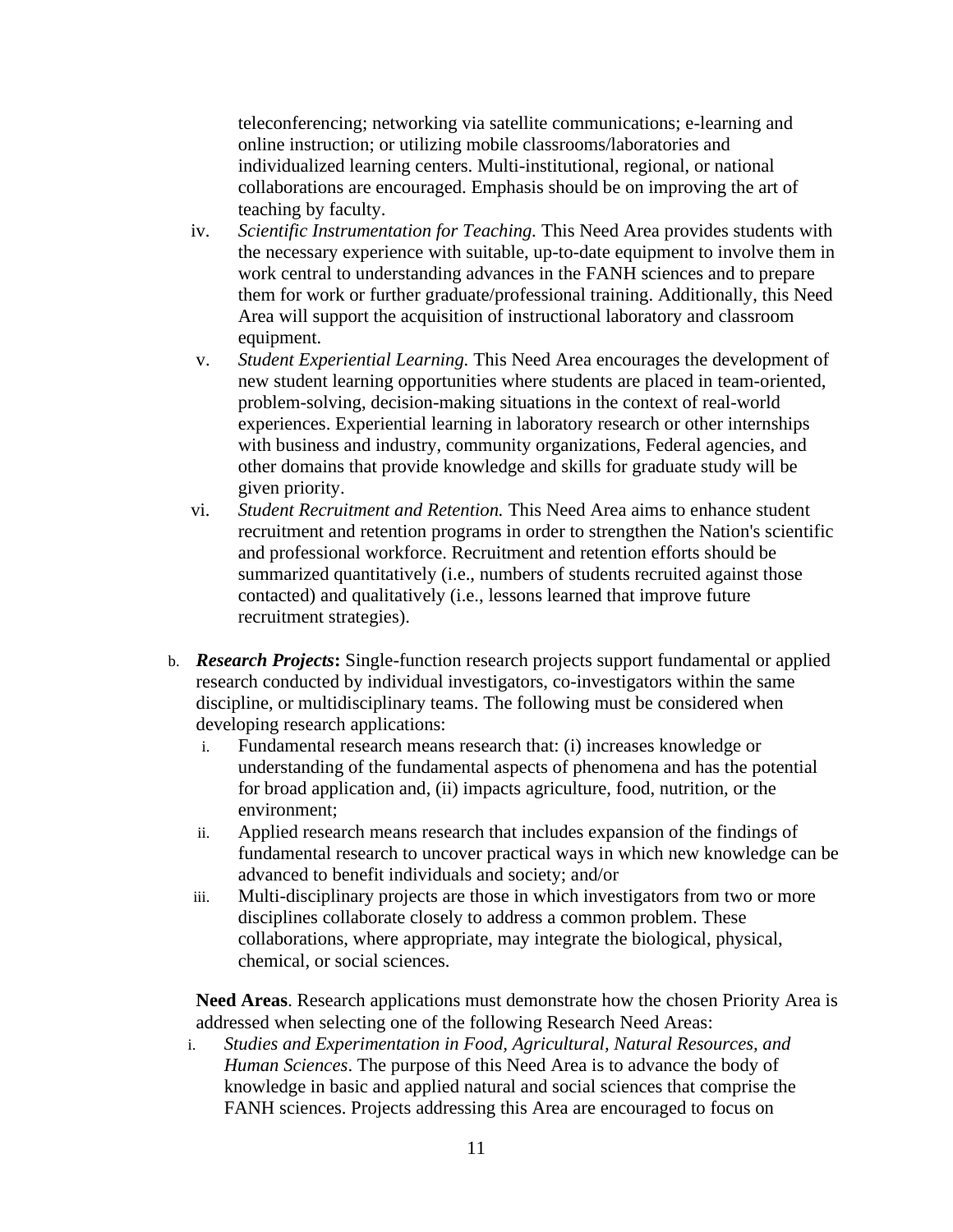teleconferencing; networking via satellite communications; e-learning and online instruction; or utilizing mobile classrooms/laboratories and individualized learning centers. Multi-institutional, regional, or national collaborations are encouraged. Emphasis should be on improving the art of teaching by faculty.

iv. *Scientific Instrumentation for Teaching.* This Need Area provides students with the necessary experience with suitable, up-to-date equipment to involve them in work central to understanding advances in the FANH sciences and to prepare them for work or further graduate/professional training. Additionally, this Need Area will support the acquisition of instructional laboratory and classroom equipment.

v. *Student Experiential Learning.* This Need Area encourages the development of new student learning opportunities where students are placed in team-oriented, problem-solving, decision-making situations in the context of real-world experiences. Experiential learning in laboratory research or other internships with business and industry, community organizations, Federal agencies, and other domains that provide knowledge and skills for graduate study will be given priority.

vi. *Student Recruitment and Retention.* This Need Area aims to enhance student recruitment and retention programs in order to strengthen the Nation's scientific and professional workforce. Recruitment and retention efforts should be summarized quantitatively (i.e., numbers of students recruited against those contacted) and qualitatively (i.e., lessons learned that improve future recruitment strategies).

b. ***Research Projects*:** Single-function research projects support fundamental or applied research conducted by individual investigators, co-investigators within the same discipline, or multidisciplinary teams. The following must be considered when developing research applications:

   i. Fundamental research means research that: (i) increases knowledge or understanding of the fundamental aspects of phenomena and has the potential for broad application and, (ii) impacts agriculture, food, nutrition, or the environment;

   ii. Applied research means research that includes expansion of the findings of fundamental research to uncover practical ways in which new knowledge can be advanced to benefit individuals and society; and/or

   iii. Multi-disciplinary projects are those in which investigators from two or more disciplines collaborate closely to address a common problem. These collaborations, where appropriate, may integrate the biological, physical, chemical, or social sciences.

   **Need Areas**. Research applications must demonstrate how the chosen Priority Area is addressed when selecting one of the following Research Need Areas:

   i. *Studies and Experimentation in Food, Agricultural, Natural Resources, and Human Sciences*. The purpose of this Need Area is to advance the body of knowledge in basic and applied natural and social sciences that comprise the FANH sciences. Projects addressing this Area are encouraged to focus on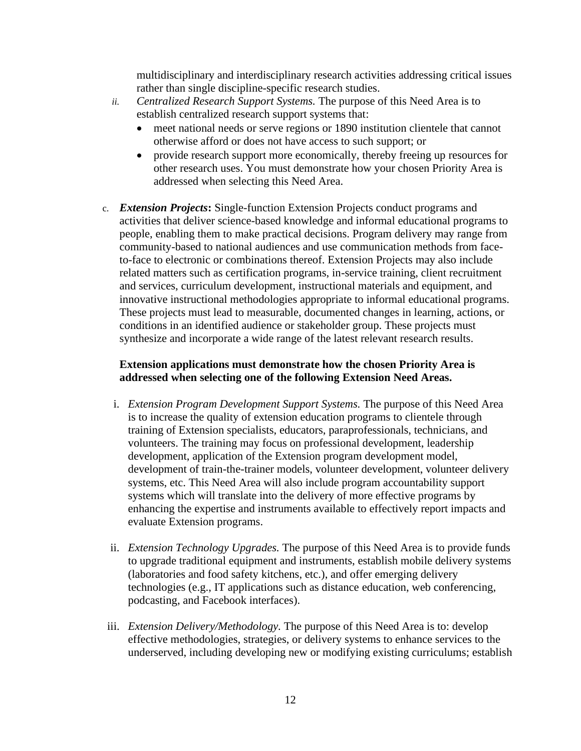multidisciplinary and interdisciplinary research activities addressing critical issues rather than single discipline-specific research studies.

ii. *Centralized Research Support Systems.* The purpose of this Need Area is to establish centralized research support systems that:
   - meet national needs or serve regions or 1890 institution clientele that cannot otherwise afford or does not have access to such support; or
   - provide research support more economically, thereby freeing up resources for other research uses. You must demonstrate how your chosen Priority Area is addressed when selecting this Need Area.

c. ***Extension Projects*:** Single-function Extension Projects conduct programs and activities that deliver science-based knowledge and informal educational programs to people, enabling them to make practical decisions. Program delivery may range from community-based to national audiences and use communication methods from face-to-face to electronic or combinations thereof. Extension Projects may also include related matters such as certification programs, in-service training, client recruitment and services, curriculum development, instructional materials and equipment, and innovative instructional methodologies appropriate to informal educational programs. These projects must lead to measurable, documented changes in learning, actions, or conditions in an identified audience or stakeholder group. These projects must synthesize and incorporate a wide range of the latest relevant research results.

**Extension applications must demonstrate how the chosen Priority Area is addressed when selecting one of the following Extension Need Areas.**

i. *Extension Program Development Support Systems.* The purpose of this Need Area is to increase the quality of extension education programs to clientele through training of Extension specialists, educators, paraprofessionals, technicians, and volunteers. The training may focus on professional development, leadership development, application of the Extension program development model, development of train-the-trainer models, volunteer development, volunteer delivery systems, etc. This Need Area will also include program accountability support systems which will translate into the delivery of more effective programs by enhancing the expertise and instruments available to effectively report impacts and evaluate Extension programs.

ii. *Extension Technology Upgrades.* The purpose of this Need Area is to provide funds to upgrade traditional equipment and instruments, establish mobile delivery systems (laboratories and food safety kitchens, etc.), and offer emerging delivery technologies (e.g., IT applications such as distance education, web conferencing, podcasting, and Facebook interfaces).

iii. *Extension Delivery/Methodology*. The purpose of this Need Area is to: develop effective methodologies, strategies, or delivery systems to enhance services to the underserved, including developing new or modifying existing curriculums; establish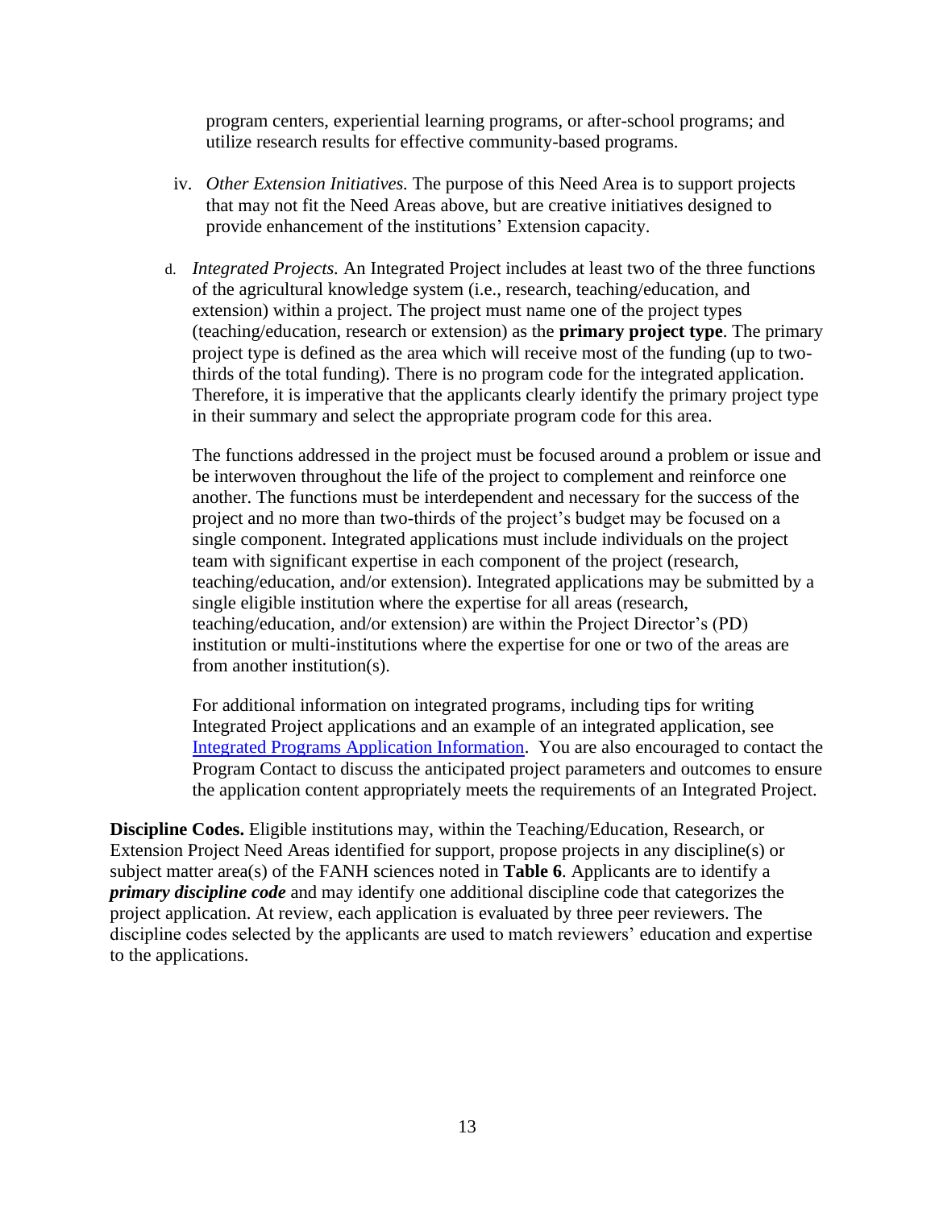program centers, experiential learning programs, or after-school programs; and utilize research results for effective community-based programs.

iv. *Other Extension Initiatives.* The purpose of this Need Area is to support projects that may not fit the Need Areas above, but are creative initiatives designed to provide enhancement of the institutions' Extension capacity.

d. *Integrated Projects.* An Integrated Project includes at least two of the three functions of the agricultural knowledge system (i.e., research, teaching/education, and extension) within a project. The project must name one of the project types (teaching/education, research or extension) as the **primary project type**. The primary project type is defined as the area which will receive most of the funding (up to two-thirds of the total funding). There is no program code for the integrated application. Therefore, it is imperative that the applicants clearly identify the primary project type in their summary and select the appropriate program code for this area.

   The functions addressed in the project must be focused around a problem or issue and be interwoven throughout the life of the project to complement and reinforce one another. The functions must be interdependent and necessary for the success of the project and no more than two-thirds of the project's budget may be focused on a single component. Integrated applications must include individuals on the project team with significant expertise in each component of the project (research, teaching/education, and/or extension). Integrated applications may be submitted by a single eligible institution where the expertise for all areas (research, teaching/education, and/or extension) are within the Project Director's (PD) institution or multi-institutions where the expertise for one or two of the areas are from another institution(s).

   For additional information on integrated programs, including tips for writing Integrated Project applications and an example of an integrated application, see Integrated Programs Application Information. You are also encouraged to contact the Program Contact to discuss the anticipated project parameters and outcomes to ensure the application content appropriately meets the requirements of an Integrated Project.

**Discipline Codes.** Eligible institutions may, within the Teaching/Education, Research, or Extension Project Need Areas identified for support, propose projects in any discipline(s) or subject matter area(s) of the FANH sciences noted in **Table 6**. Applicants are to identify a ***primary discipline code*** and may identify one additional discipline code that categorizes the project application. At review, each application is evaluated by three peer reviewers. The discipline codes selected by the applicants are used to match reviewers' education and expertise to the applications.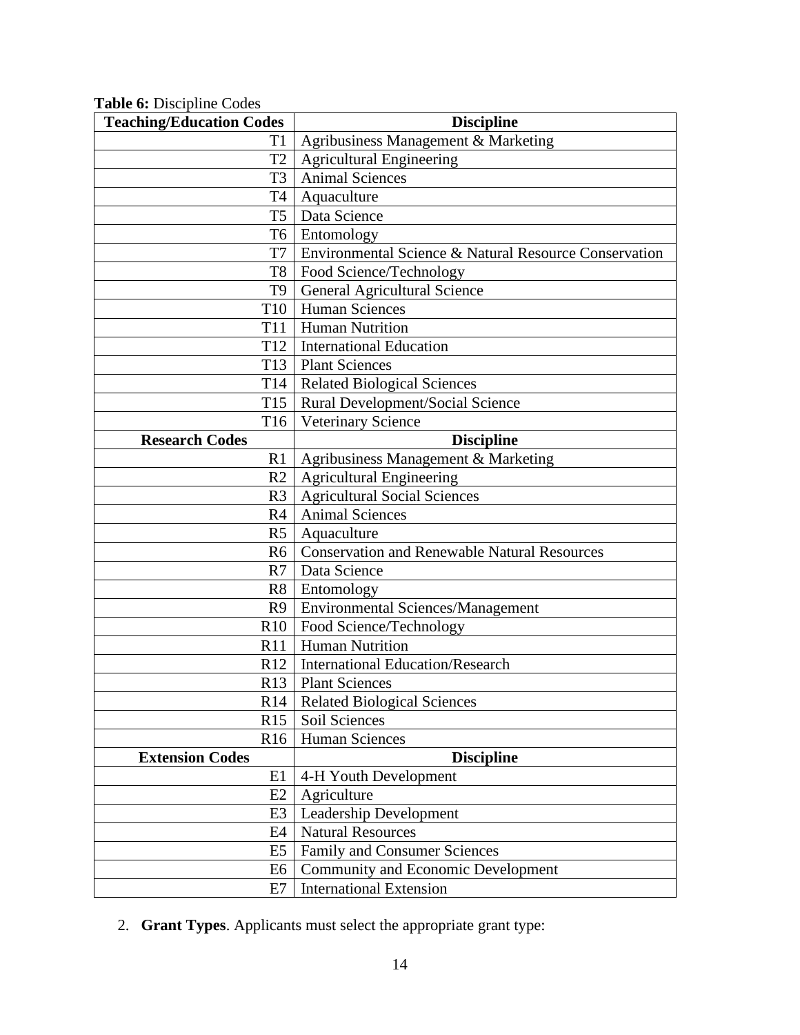**Table 6:** Discipline Codes

| Teaching/Education Codes | Discipline |
|---|---|
| T1 | Agribusiness Management & Marketing |
| T2 | Agricultural Engineering |
| T3 | Animal Sciences |
| T4 | Aquaculture |
| T5 | Data Science |
| T6 | Entomology |
| T7 | Environmental Science & Natural Resource Conservation |
| T8 | Food Science/Technology |
| T9 | General Agricultural Science |
| T10 | Human Sciences |
| T11 | Human Nutrition |
| T12 | International Education |
| T13 | Plant Sciences |
| T14 | Related Biological Sciences |
| T15 | Rural Development/Social Science |
| T16 | Veterinary Science |
| **Research Codes** | **Discipline** |
| R1 | Agribusiness Management & Marketing |
| R2 | Agricultural Engineering |
| R3 | Agricultural Social Sciences |
| R4 | Animal Sciences |
| R5 | Aquaculture |
| R6 | Conservation and Renewable Natural Resources |
| R7 | Data Science |
| R8 | Entomology |
| R9 | Environmental Sciences/Management |
| R10 | Food Science/Technology |
| R11 | Human Nutrition |
| R12 | International Education/Research |
| R13 | Plant Sciences |
| R14 | Related Biological Sciences |
| R15 | Soil Sciences |
| R16 | Human Sciences |
| **Extension Codes** | **Discipline** |
| E1 | 4-H Youth Development |
| E2 | Agriculture |
| E3 | Leadership Development |
| E4 | Natural Resources |
| E5 | Family and Consumer Sciences |
| E6 | Community and Economic Development |
| E7 | International Extension |

2. **Grant Types**. Applicants must select the appropriate grant type: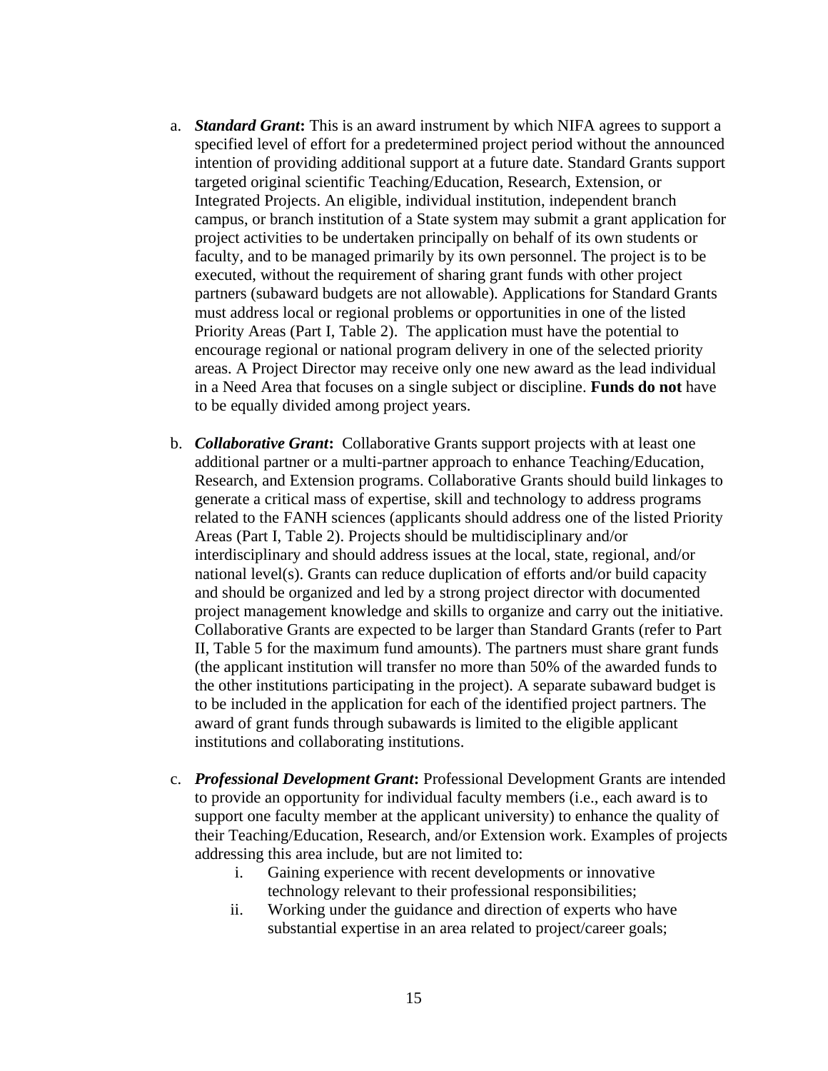a. ***Standard Grant*:** This is an award instrument by which NIFA agrees to support a specified level of effort for a predetermined project period without the announced intention of providing additional support at a future date. Standard Grants support targeted original scientific Teaching/Education, Research, Extension, or Integrated Projects. An eligible, individual institution, independent branch campus, or branch institution of a State system may submit a grant application for project activities to be undertaken principally on behalf of its own students or faculty, and to be managed primarily by its own personnel. The project is to be executed, without the requirement of sharing grant funds with other project partners (subaward budgets are not allowable). Applications for Standard Grants must address local or regional problems or opportunities in one of the listed Priority Areas (Part I, Table 2). The application must have the potential to encourage regional or national program delivery in one of the selected priority areas. A Project Director may receive only one new award as the lead individual in a Need Area that focuses on a single subject or discipline. **Funds do not** have to be equally divided among project years.

b. ***Collaborative Grant*:** Collaborative Grants support projects with at least one additional partner or a multi-partner approach to enhance Teaching/Education, Research, and Extension programs. Collaborative Grants should build linkages to generate a critical mass of expertise, skill and technology to address programs related to the FANH sciences (applicants should address one of the listed Priority Areas (Part I, Table 2). Projects should be multidisciplinary and/or interdisciplinary and should address issues at the local, state, regional, and/or national level(s). Grants can reduce duplication of efforts and/or build capacity and should be organized and led by a strong project director with documented project management knowledge and skills to organize and carry out the initiative. Collaborative Grants are expected to be larger than Standard Grants (refer to Part II, Table 5 for the maximum fund amounts). The partners must share grant funds (the applicant institution will transfer no more than 50% of the awarded funds to the other institutions participating in the project). A separate subaward budget is to be included in the application for each of the identified project partners. The award of grant funds through subawards is limited to the eligible applicant institutions and collaborating institutions.

c. ***Professional Development Grant*:** Professional Development Grants are intended to provide an opportunity for individual faculty members (i.e., each award is to support one faculty member at the applicant university) to enhance the quality of their Teaching/Education, Research, and/or Extension work. Examples of projects addressing this area include, but are not limited to:
    i. Gaining experience with recent developments or innovative technology relevant to their professional responsibilities;
    ii. Working under the guidance and direction of experts who have substantial expertise in an area related to project/career goals;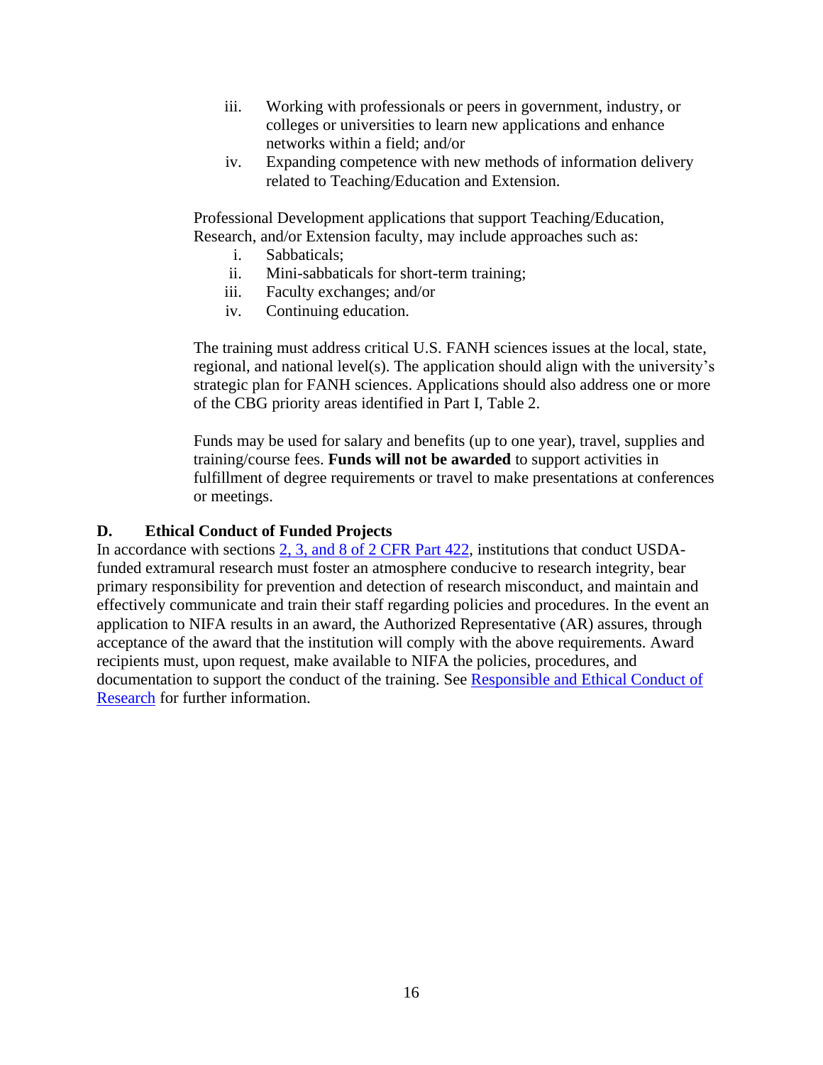iii. Working with professionals or peers in government, industry, or colleges or universities to learn new applications and enhance networks within a field; and/or
iv. Expanding competence with new methods of information delivery related to Teaching/Education and Extension.

Professional Development applications that support Teaching/Education, Research, and/or Extension faculty, may include approaches such as:

i. Sabbaticals;
ii. Mini-sabbaticals for short-term training;
iii. Faculty exchanges; and/or
iv. Continuing education.

The training must address critical U.S. FANH sciences issues at the local, state, regional, and national level(s). The application should align with the university's strategic plan for FANH sciences. Applications should also address one or more of the CBG priority areas identified in Part I, Table 2.

Funds may be used for salary and benefits (up to one year), travel, supplies and training/course fees. **Funds will not be awarded** to support activities in fulfillment of degree requirements or travel to make presentations at conferences or meetings.

### D. Ethical Conduct of Funded Projects

In accordance with sections 2, 3, and 8 of 2 CFR Part 422, institutions that conduct USDA-funded extramural research must foster an atmosphere conducive to research integrity, bear primary responsibility for prevention and detection of research misconduct, and maintain and effectively communicate and train their staff regarding policies and procedures. In the event an application to NIFA results in an award, the Authorized Representative (AR) assures, through acceptance of the award that the institution will comply with the above requirements. Award recipients must, upon request, make available to NIFA the policies, procedures, and documentation to support the conduct of the training. See Responsible and Ethical Conduct of Research for further information.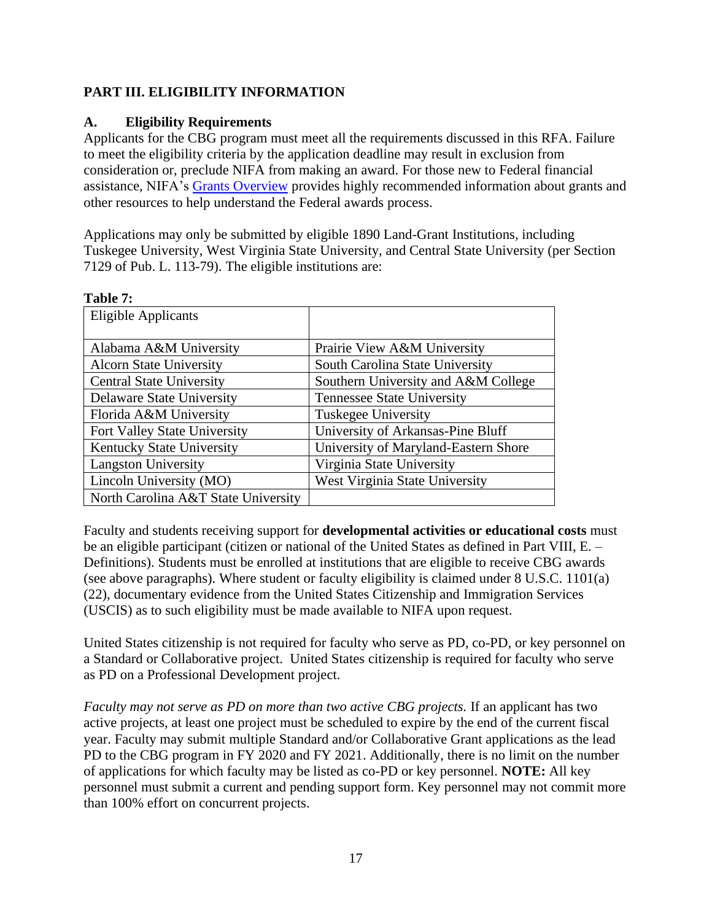## PART III. ELIGIBILITY INFORMATION

### A. Eligibility Requirements

Applicants for the CBG program must meet all the requirements discussed in this RFA. Failure to meet the eligibility criteria by the application deadline may result in exclusion from consideration or, preclude NIFA from making an award. For those new to Federal financial assistance, NIFA's [Grants Overview](#) provides highly recommended information about grants and other resources to help understand the Federal awards process.

Applications may only be submitted by eligible 1890 Land-Grant Institutions, including Tuskegee University, West Virginia State University, and Central State University (per Section 7129 of Pub. L. 113-79). The eligible institutions are:

**Table 7:**

| Eligible Applicants | |
|---|---|
| Alabama A&M University | Prairie View A&M University |
| Alcorn State University | South Carolina State University |
| Central State University | Southern University and A&M College |
| Delaware State University | Tennessee State University |
| Florida A&M University | Tuskegee University |
| Fort Valley State University | University of Arkansas-Pine Bluff |
| Kentucky State University | University of Maryland-Eastern Shore |
| Langston University | Virginia State University |
| Lincoln University (MO) | West Virginia State University |
| North Carolina A&T State University | |

Faculty and students receiving support for **developmental activities or educational costs** must be an eligible participant (citizen or national of the United States as defined in Part VIII, E. – Definitions). Students must be enrolled at institutions that are eligible to receive CBG awards (see above paragraphs). Where student or faculty eligibility is claimed under 8 U.S.C. 1101(a)(22), documentary evidence from the United States Citizenship and Immigration Services (USCIS) as to such eligibility must be made available to NIFA upon request.

United States citizenship is not required for faculty who serve as PD, co-PD, or key personnel on a Standard or Collaborative project. United States citizenship is required for faculty who serve as PD on a Professional Development project.

*Faculty may not serve as PD on more than two active CBG projects.* If an applicant has two active projects, at least one project must be scheduled to expire by the end of the current fiscal year. Faculty may submit multiple Standard and/or Collaborative Grant applications as the lead PD to the CBG program in FY 2020 and FY 2021. Additionally, there is no limit on the number of applications for which faculty may be listed as co-PD or key personnel. **NOTE:** All key personnel must submit a current and pending support form. Key personnel may not commit more than 100% effort on concurrent projects.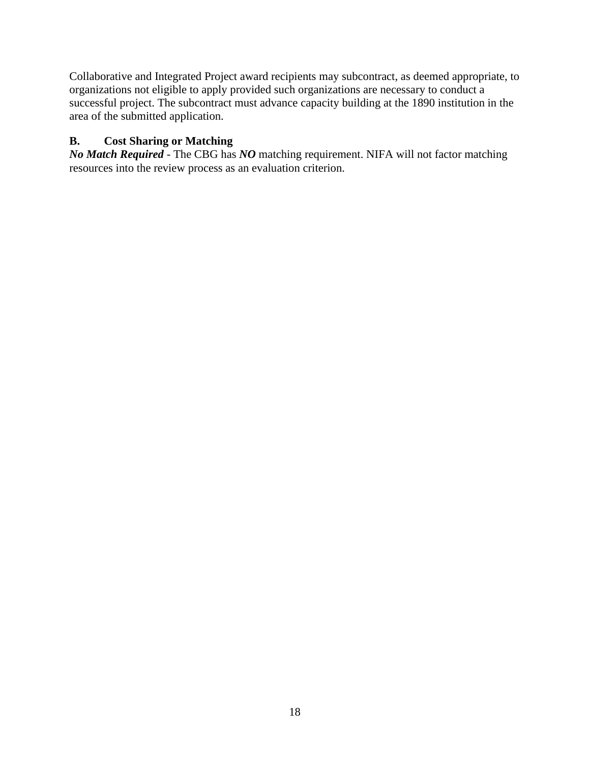Collaborative and Integrated Project award recipients may subcontract, as deemed appropriate, to organizations not eligible to apply provided such organizations are necessary to conduct a successful project. The subcontract must advance capacity building at the 1890 institution in the area of the submitted application.

### B. Cost Sharing or Matching

***No Match Required*** - The CBG has ***NO*** matching requirement. NIFA will not factor matching resources into the review process as an evaluation criterion.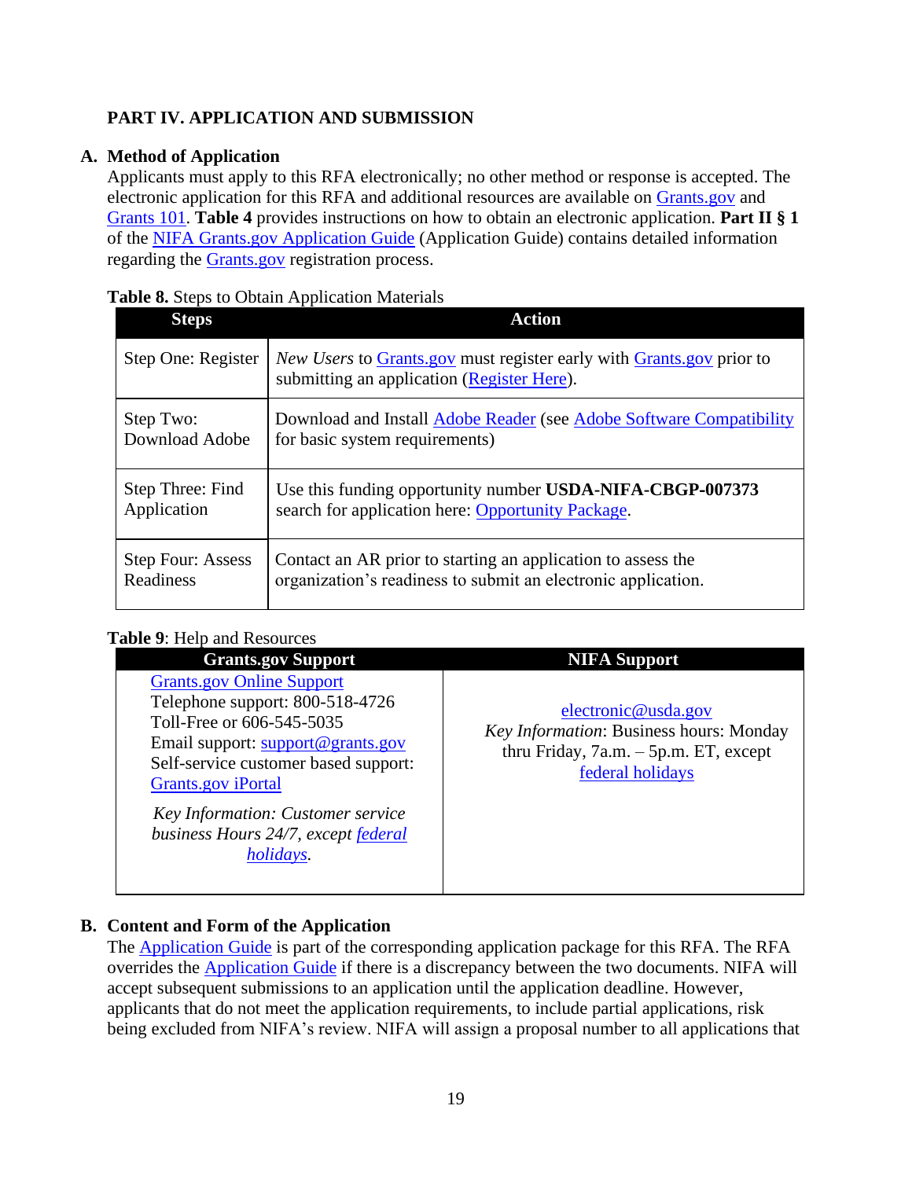## PART IV. APPLICATION AND SUBMISSION

### A. Method of Application

Applicants must apply to this RFA electronically; no other method or response is accepted. The electronic application for this RFA and additional resources are available on Grants.gov and Grants 101. **Table 4** provides instructions on how to obtain an electronic application. **Part II § 1** of the NIFA Grants.gov Application Guide (Application Guide) contains detailed information regarding the Grants.gov registration process.

**Table 8.** Steps to Obtain Application Materials

| Steps | Action |
|---|---|
| Step One: Register | *New Users* to Grants.gov must register early with Grants.gov prior to submitting an application (Register Here). |
| Step Two: Download Adobe | Download and Install Adobe Reader (see Adobe Software Compatibility for basic system requirements) |
| Step Three: Find Application | Use this funding opportunity number **USDA-NIFA-CBGP-007373** search for application here: Opportunity Package. |
| Step Four: Assess Readiness | Contact an AR prior to starting an application to assess the organization's readiness to submit an electronic application. |

**Table 9**: Help and Resources

| Grants.gov Support | NIFA Support |
|---|---|
| Grants.gov Online Support<br>Telephone support: 800-518-4726 Toll-Free or 606-545-5035<br>Email support: support@grants.gov<br>Self-service customer based support: Grants.gov iPortal<br>*Key Information: Customer service business Hours 24/7, except federal holidays.* | electronic@usda.gov<br>*Key Information*: Business hours: Monday thru Friday, 7a.m. – 5p.m. ET, except federal holidays |

### B. Content and Form of the Application

The Application Guide is part of the corresponding application package for this RFA. The RFA overrides the Application Guide if there is a discrepancy between the two documents. NIFA will accept subsequent submissions to an application until the application deadline. However, applicants that do not meet the application requirements, to include partial applications, risk being excluded from NIFA's review. NIFA will assign a proposal number to all applications that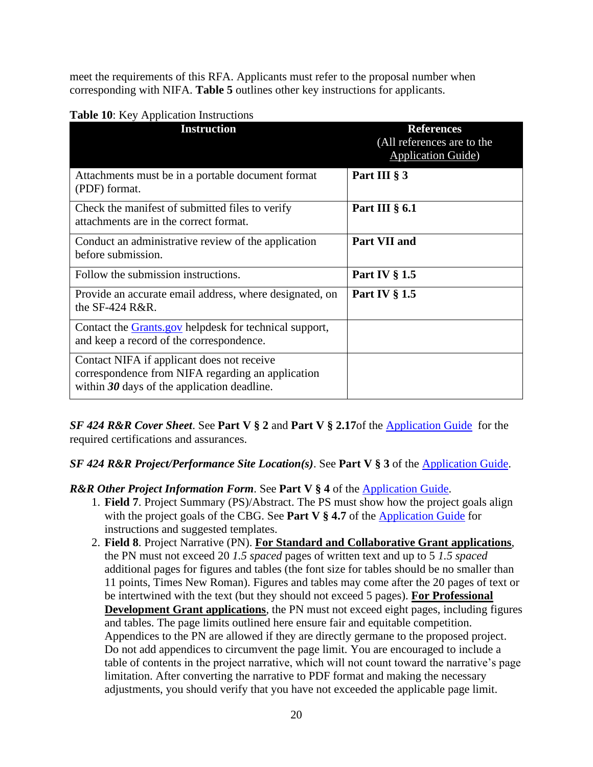meet the requirements of this RFA. Applicants must refer to the proposal number when corresponding with NIFA. **Table 5** outlines other key instructions for applicants.

**Table 10**: Key Application Instructions

| Instruction | References (All references are to the Application Guide) |
|---|---|
| Attachments must be in a portable document format (PDF) format. | **Part III § 3** |
| Check the manifest of submitted files to verify attachments are in the correct format. | **Part III § 6.1** |
| Conduct an administrative review of the application before submission. | **Part VII and** |
| Follow the submission instructions. | **Part IV § 1.5** |
| Provide an accurate email address, where designated, on the SF-424 R&R. | **Part IV § 1.5** |
| Contact the Grants.gov helpdesk for technical support, and keep a record of the correspondence. | |
| Contact NIFA if applicant does not receive correspondence from NIFA regarding an application within ***30*** days of the application deadline. | |

***SF 424 R&R Cover Sheet***. See **Part V § 2** and **Part V § 2.17**of the Application Guide for the required certifications and assurances.

***SF 424 R&R Project/Performance Site Location(s)***. See **Part V § 3** of the Application Guide.

***R&R Other Project Information Form***. See **Part V § 4** of the Application Guide.

1. **Field 7**. Project Summary (PS)/Abstract. The PS must show how the project goals align with the project goals of the CBG. See **Part V § 4.7** of the Application Guide for instructions and suggested templates.
2. **Field 8**. Project Narrative (PN). **For Standard and Collaborative Grant applications**, the PN must not exceed 20 *1.5 spaced* pages of written text and up to 5 *1.5 spaced* additional pages for figures and tables (the font size for tables should be no smaller than 11 points, Times New Roman). Figures and tables may come after the 20 pages of text or be intertwined with the text (but they should not exceed 5 pages). **For Professional Development Grant applications**, the PN must not exceed eight pages, including figures and tables. The page limits outlined here ensure fair and equitable competition. Appendices to the PN are allowed if they are directly germane to the proposed project. Do not add appendices to circumvent the page limit. You are encouraged to include a table of contents in the project narrative, which will not count toward the narrative's page limitation. After converting the narrative to PDF format and making the necessary adjustments, you should verify that you have not exceeded the applicable page limit.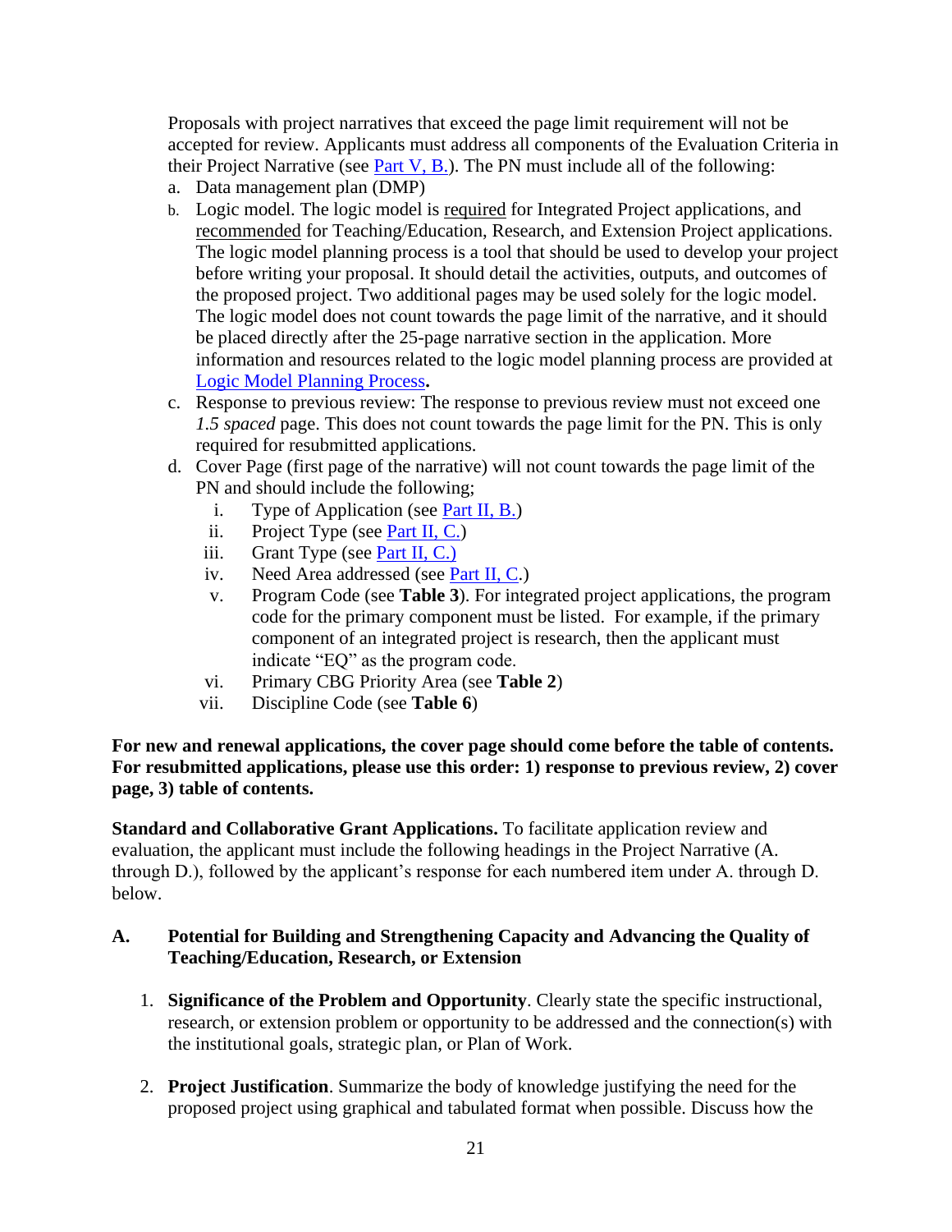Proposals with project narratives that exceed the page limit requirement will not be accepted for review. Applicants must address all components of the Evaluation Criteria in their Project Narrative (see [Part V, B.]). The PN must include all of the following:

a. Data management plan (DMP)
b. Logic model. The logic model is required for Integrated Project applications, and recommended for Teaching/Education, Research, and Extension Project applications. The logic model planning process is a tool that should be used to develop your project before writing your proposal. It should detail the activities, outputs, and outcomes of the proposed project. Two additional pages may be used solely for the logic model. The logic model does not count towards the page limit of the narrative, and it should be placed directly after the 25-page narrative section in the application. More information and resources related to the logic model planning process are provided at [Logic Model Planning Process]**.**
c. Response to previous review: The response to previous review must not exceed one *1.5 spaced* page. This does not count towards the page limit for the PN. This is only required for resubmitted applications.
d. Cover Page (first page of the narrative) will not count towards the page limit of the PN and should include the following;
   i. Type of Application (see [Part II, B.])
   ii. Project Type (see [Part II, C.])
   iii. Grant Type (see [Part II, C.])
   iv. Need Area addressed (see [Part II, C.])
   v. Program Code (see **Table 3**). For integrated project applications, the program code for the primary component must be listed. For example, if the primary component of an integrated project is research, then the applicant must indicate “EQ” as the program code.
   vi. Primary CBG Priority Area (see **Table 2**)
   vii. Discipline Code (see **Table 6**)

**For new and renewal applications, the cover page should come before the table of contents. For resubmitted applications, please use this order: 1) response to previous review, 2) cover page, 3) table of contents.**

**Standard and Collaborative Grant Applications.** To facilitate application review and evaluation, the applicant must include the following headings in the Project Narrative (A. through D.), followed by the applicant’s response for each numbered item under A. through D. below.

**A. Potential for Building and Strengthening Capacity and Advancing the Quality of Teaching/Education, Research, or Extension**

1. **Significance of the Problem and Opportunity**. Clearly state the specific instructional, research, or extension problem or opportunity to be addressed and the connection(s) with the institutional goals, strategic plan, or Plan of Work.

2. **Project Justification**. Summarize the body of knowledge justifying the need for the proposed project using graphical and tabulated format when possible. Discuss how the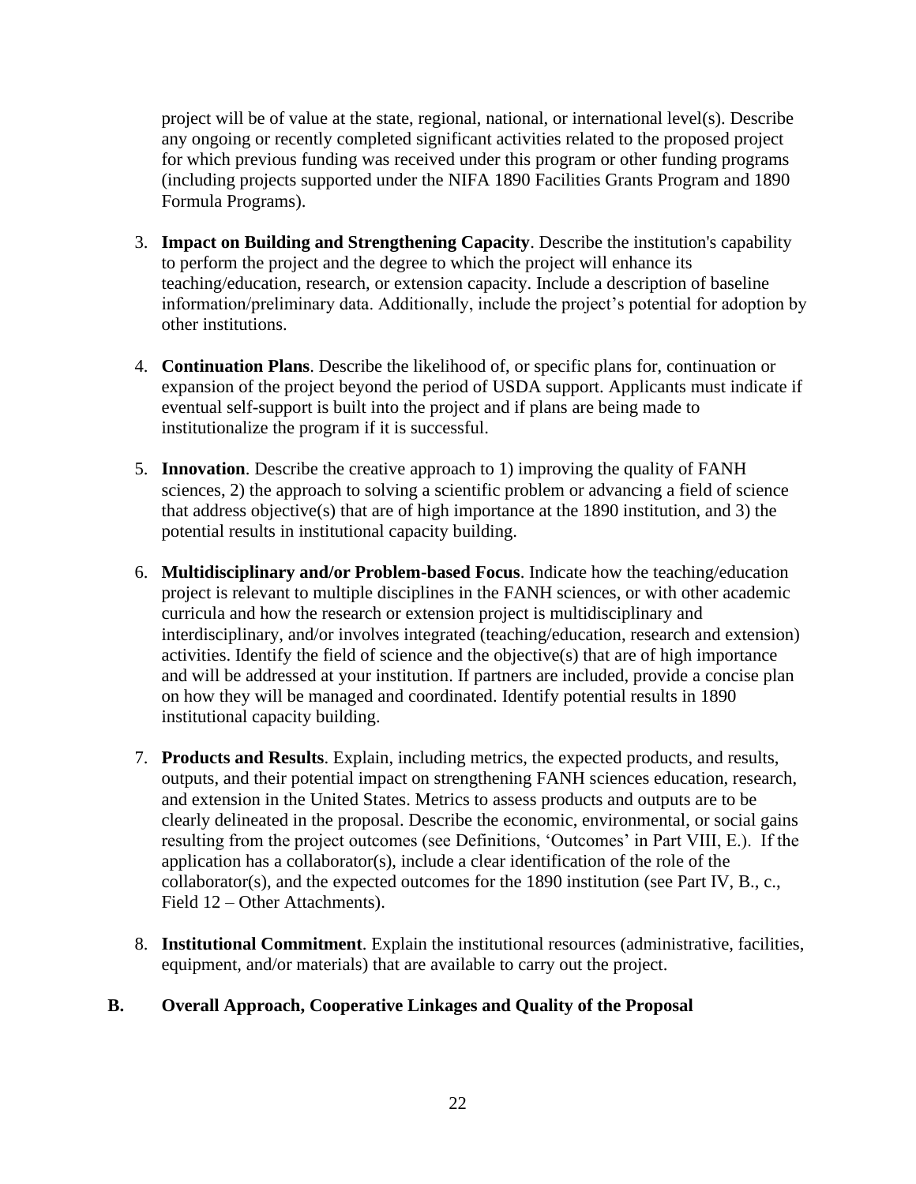project will be of value at the state, regional, national, or international level(s). Describe any ongoing or recently completed significant activities related to the proposed project for which previous funding was received under this program or other funding programs (including projects supported under the NIFA 1890 Facilities Grants Program and 1890 Formula Programs).

3. **Impact on Building and Strengthening Capacity**. Describe the institution's capability to perform the project and the degree to which the project will enhance its teaching/education, research, or extension capacity. Include a description of baseline information/preliminary data. Additionally, include the project's potential for adoption by other institutions.

4. **Continuation Plans**. Describe the likelihood of, or specific plans for, continuation or expansion of the project beyond the period of USDA support. Applicants must indicate if eventual self-support is built into the project and if plans are being made to institutionalize the program if it is successful.

5. **Innovation**. Describe the creative approach to 1) improving the quality of FANH sciences, 2) the approach to solving a scientific problem or advancing a field of science that address objective(s) that are of high importance at the 1890 institution, and 3) the potential results in institutional capacity building.

6. **Multidisciplinary and/or Problem-based Focus**. Indicate how the teaching/education project is relevant to multiple disciplines in the FANH sciences, or with other academic curricula and how the research or extension project is multidisciplinary and interdisciplinary, and/or involves integrated (teaching/education, research and extension) activities. Identify the field of science and the objective(s) that are of high importance and will be addressed at your institution. If partners are included, provide a concise plan on how they will be managed and coordinated. Identify potential results in 1890 institutional capacity building.

7. **Products and Results**. Explain, including metrics, the expected products, and results, outputs, and their potential impact on strengthening FANH sciences education, research, and extension in the United States. Metrics to assess products and outputs are to be clearly delineated in the proposal. Describe the economic, environmental, or social gains resulting from the project outcomes (see Definitions, 'Outcomes' in Part VIII, E.). If the application has a collaborator(s), include a clear identification of the role of the collaborator(s), and the expected outcomes for the 1890 institution (see Part IV, B., c., Field 12 – Other Attachments).

8. **Institutional Commitment**. Explain the institutional resources (administrative, facilities, equipment, and/or materials) that are available to carry out the project.

## B. Overall Approach, Cooperative Linkages and Quality of the Proposal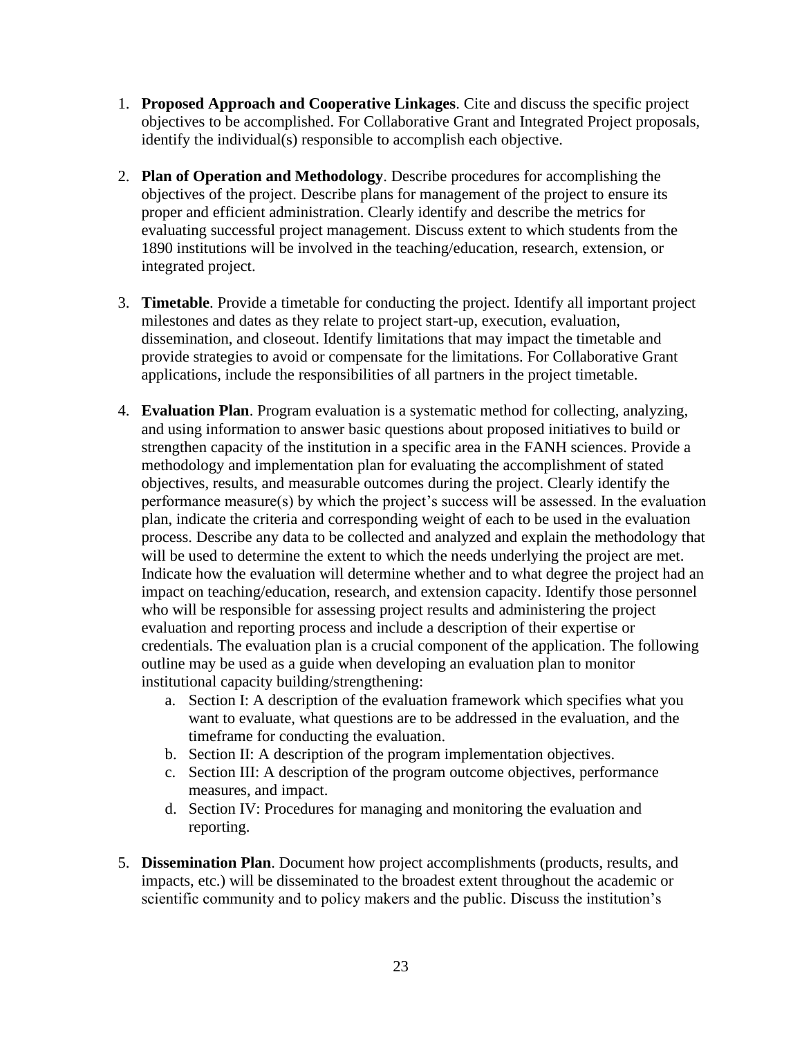1. **Proposed Approach and Cooperative Linkages**. Cite and discuss the specific project objectives to be accomplished. For Collaborative Grant and Integrated Project proposals, identify the individual(s) responsible to accomplish each objective.

2. **Plan of Operation and Methodology**. Describe procedures for accomplishing the objectives of the project. Describe plans for management of the project to ensure its proper and efficient administration. Clearly identify and describe the metrics for evaluating successful project management. Discuss extent to which students from the 1890 institutions will be involved in the teaching/education, research, extension, or integrated project.

3. **Timetable**. Provide a timetable for conducting the project. Identify all important project milestones and dates as they relate to project start-up, execution, evaluation, dissemination, and closeout. Identify limitations that may impact the timetable and provide strategies to avoid or compensate for the limitations. For Collaborative Grant applications, include the responsibilities of all partners in the project timetable.

4. **Evaluation Plan**. Program evaluation is a systematic method for collecting, analyzing, and using information to answer basic questions about proposed initiatives to build or strengthen capacity of the institution in a specific area in the FANH sciences. Provide a methodology and implementation plan for evaluating the accomplishment of stated objectives, results, and measurable outcomes during the project. Clearly identify the performance measure(s) by which the project's success will be assessed. In the evaluation plan, indicate the criteria and corresponding weight of each to be used in the evaluation process. Describe any data to be collected and analyzed and explain the methodology that will be used to determine the extent to which the needs underlying the project are met. Indicate how the evaluation will determine whether and to what degree the project had an impact on teaching/education, research, and extension capacity. Identify those personnel who will be responsible for assessing project results and administering the project evaluation and reporting process and include a description of their expertise or credentials. The evaluation plan is a crucial component of the application. The following outline may be used as a guide when developing an evaluation plan to monitor institutional capacity building/strengthening:
   a. Section I: A description of the evaluation framework which specifies what you want to evaluate, what questions are to be addressed in the evaluation, and the timeframe for conducting the evaluation.
   b. Section II: A description of the program implementation objectives.
   c. Section III: A description of the program outcome objectives, performance measures, and impact.
   d. Section IV: Procedures for managing and monitoring the evaluation and reporting.

5. **Dissemination Plan**. Document how project accomplishments (products, results, and impacts, etc.) will be disseminated to the broadest extent throughout the academic or scientific community and to policy makers and the public. Discuss the institution's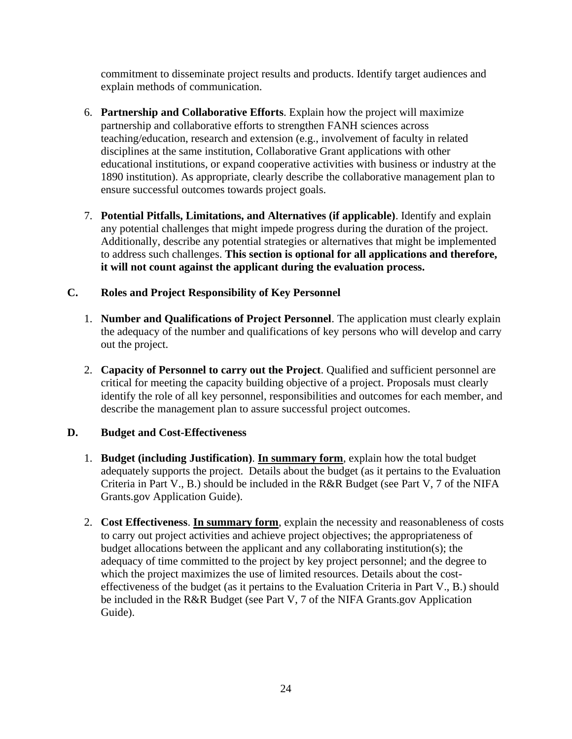commitment to disseminate project results and products. Identify target audiences and explain methods of communication.

6. **Partnership and Collaborative Efforts**. Explain how the project will maximize partnership and collaborative efforts to strengthen FANH sciences across teaching/education, research and extension (e.g., involvement of faculty in related disciplines at the same institution, Collaborative Grant applications with other educational institutions, or expand cooperative activities with business or industry at the 1890 institution). As appropriate, clearly describe the collaborative management plan to ensure successful outcomes towards project goals.

7. **Potential Pitfalls, Limitations, and Alternatives (if applicable)**. Identify and explain any potential challenges that might impede progress during the duration of the project. Additionally, describe any potential strategies or alternatives that might be implemented to address such challenges. **This section is optional for all applications and therefore, it will not count against the applicant during the evaluation process.**

### C. Roles and Project Responsibility of Key Personnel

1. **Number and Qualifications of Project Personnel**. The application must clearly explain the adequacy of the number and qualifications of key persons who will develop and carry out the project.

2. **Capacity of Personnel to carry out the Project**. Qualified and sufficient personnel are critical for meeting the capacity building objective of a project. Proposals must clearly identify the role of all key personnel, responsibilities and outcomes for each member, and describe the management plan to assure successful project outcomes.

### D. Budget and Cost-Effectiveness

1. **Budget (including Justification)**. **<u>In summary form</u>**, explain how the total budget adequately supports the project. Details about the budget (as it pertains to the Evaluation Criteria in Part V., B.) should be included in the R&R Budget (see Part V, 7 of the NIFA Grants.gov Application Guide).

2. **Cost Effectiveness**. **<u>In summary form</u>**, explain the necessity and reasonableness of costs to carry out project activities and achieve project objectives; the appropriateness of budget allocations between the applicant and any collaborating institution(s); the adequacy of time committed to the project by key project personnel; and the degree to which the project maximizes the use of limited resources. Details about the cost-effectiveness of the budget (as it pertains to the Evaluation Criteria in Part V., B.) should be included in the R&R Budget (see Part V, 7 of the NIFA Grants.gov Application Guide).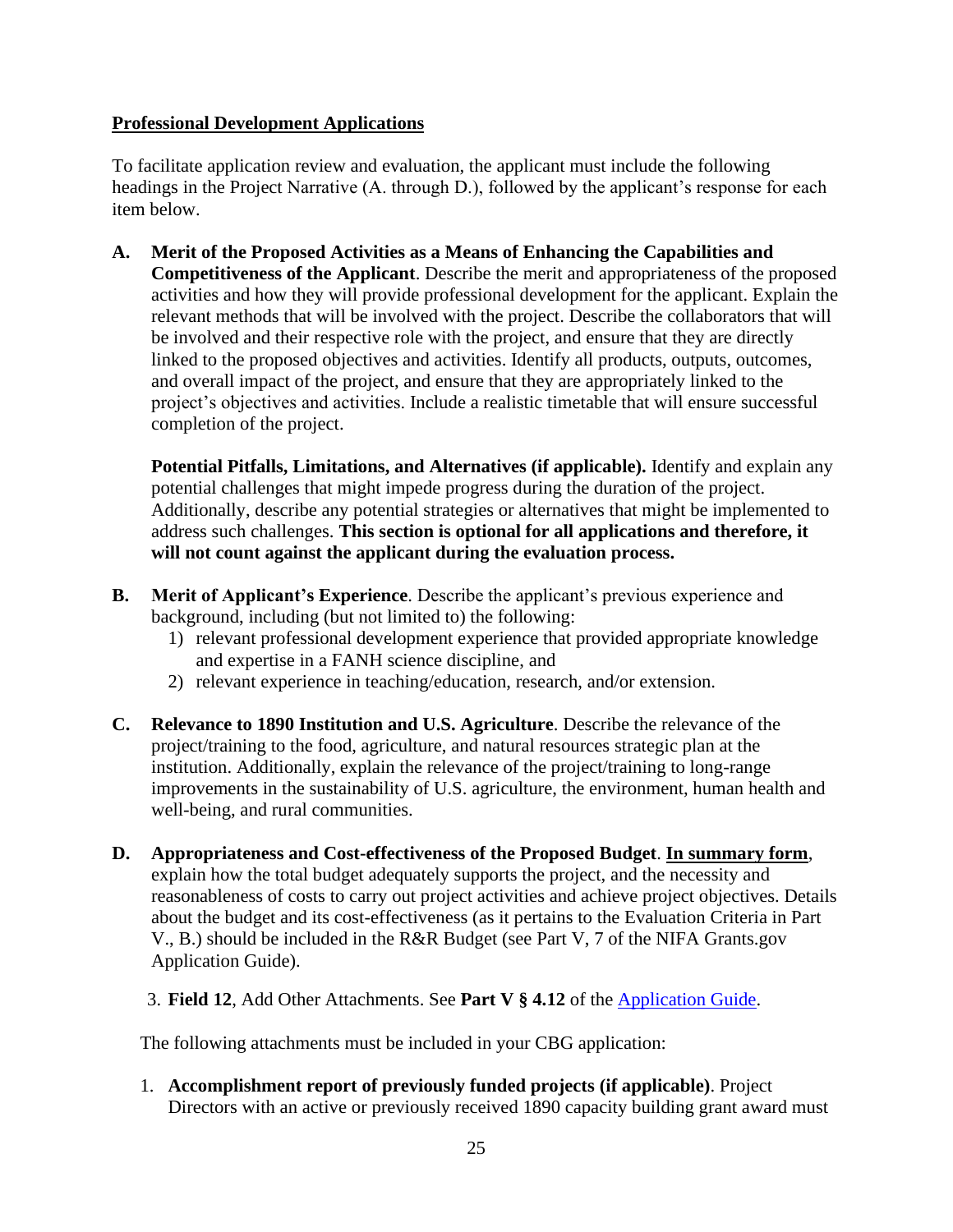**<u>Professional Development Applications</u>**

To facilitate application review and evaluation, the applicant must include the following headings in the Project Narrative (A. through D.), followed by the applicant's response for each item below.

**A. Merit of the Proposed Activities as a Means of Enhancing the Capabilities and Competitiveness of the Applicant**. Describe the merit and appropriateness of the proposed activities and how they will provide professional development for the applicant. Explain the relevant methods that will be involved with the project. Describe the collaborators that will be involved and their respective role with the project, and ensure that they are directly linked to the proposed objectives and activities. Identify all products, outputs, outcomes, and overall impact of the project, and ensure that they are appropriately linked to the project's objectives and activities. Include a realistic timetable that will ensure successful completion of the project.

   **Potential Pitfalls, Limitations, and Alternatives (if applicable).** Identify and explain any potential challenges that might impede progress during the duration of the project. Additionally, describe any potential strategies or alternatives that might be implemented to address such challenges. **This section is optional for all applications and therefore, it will not count against the applicant during the evaluation process.**

**B. Merit of Applicant's Experience**. Describe the applicant's previous experience and background, including (but not limited to) the following:
   1) relevant professional development experience that provided appropriate knowledge and expertise in a FANH science discipline, and
   2) relevant experience in teaching/education, research, and/or extension.

**C. Relevance to 1890 Institution and U.S. Agriculture**. Describe the relevance of the project/training to the food, agriculture, and natural resources strategic plan at the institution. Additionally, explain the relevance of the project/training to long-range improvements in the sustainability of U.S. agriculture, the environment, human health and well-being, and rural communities.

**D. Appropriateness and Cost-effectiveness of the Proposed Budget**. **<u>In summary form</u>**, explain how the total budget adequately supports the project, and the necessity and reasonableness of costs to carry out project activities and achieve project objectives. Details about the budget and its cost-effectiveness (as it pertains to the Evaluation Criteria in Part V., B.) should be included in the R&R Budget (see Part V, 7 of the NIFA Grants.gov Application Guide).

3. **Field 12**, Add Other Attachments. See **Part V § 4.12** of the [Application Guide](Application Guide).

The following attachments must be included in your CBG application:

1. **Accomplishment report of previously funded projects (if applicable)**. Project Directors with an active or previously received 1890 capacity building grant award must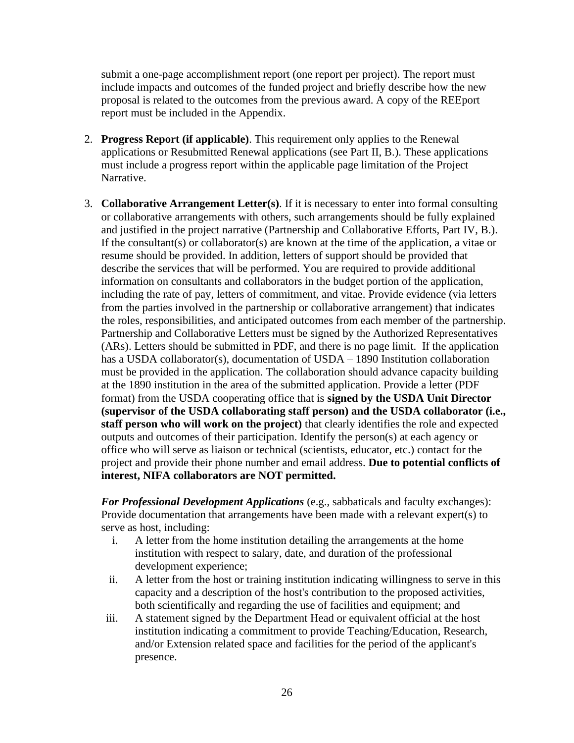submit a one-page accomplishment report (one report per project). The report must include impacts and outcomes of the funded project and briefly describe how the new proposal is related to the outcomes from the previous award. A copy of the REEport report must be included in the Appendix.

2. **Progress Report (if applicable)**. This requirement only applies to the Renewal applications or Resubmitted Renewal applications (see Part II, B.). These applications must include a progress report within the applicable page limitation of the Project Narrative.

3. **Collaborative Arrangement Letter(s)**. If it is necessary to enter into formal consulting or collaborative arrangements with others, such arrangements should be fully explained and justified in the project narrative (Partnership and Collaborative Efforts, Part IV, B.). If the consultant(s) or collaborator(s) are known at the time of the application, a vitae or resume should be provided. In addition, letters of support should be provided that describe the services that will be performed. You are required to provide additional information on consultants and collaborators in the budget portion of the application, including the rate of pay, letters of commitment, and vitae. Provide evidence (via letters from the parties involved in the partnership or collaborative arrangement) that indicates the roles, responsibilities, and anticipated outcomes from each member of the partnership. Partnership and Collaborative Letters must be signed by the Authorized Representatives (ARs). Letters should be submitted in PDF, and there is no page limit. If the application has a USDA collaborator(s), documentation of USDA – 1890 Institution collaboration must be provided in the application. The collaboration should advance capacity building at the 1890 institution in the area of the submitted application. Provide a letter (PDF format) from the USDA cooperating office that is **signed by the USDA Unit Director (supervisor of the USDA collaborating staff person) and the USDA collaborator (i.e., staff person who will work on the project)** that clearly identifies the role and expected outputs and outcomes of their participation. Identify the person(s) at each agency or office who will serve as liaison or technical (scientists, educator, etc.) contact for the project and provide their phone number and email address. **Due to potential conflicts of interest, NIFA collaborators are NOT permitted.**

   ***For Professional Development Applications*** (e.g., sabbaticals and faculty exchanges): Provide documentation that arrangements have been made with a relevant expert(s) to serve as host, including:

   i. A letter from the home institution detailing the arrangements at the home institution with respect to salary, date, and duration of the professional development experience;
   ii. A letter from the host or training institution indicating willingness to serve in this capacity and a description of the host's contribution to the proposed activities, both scientifically and regarding the use of facilities and equipment; and
   iii. A statement signed by the Department Head or equivalent official at the host institution indicating a commitment to provide Teaching/Education, Research, and/or Extension related space and facilities for the period of the applicant's presence.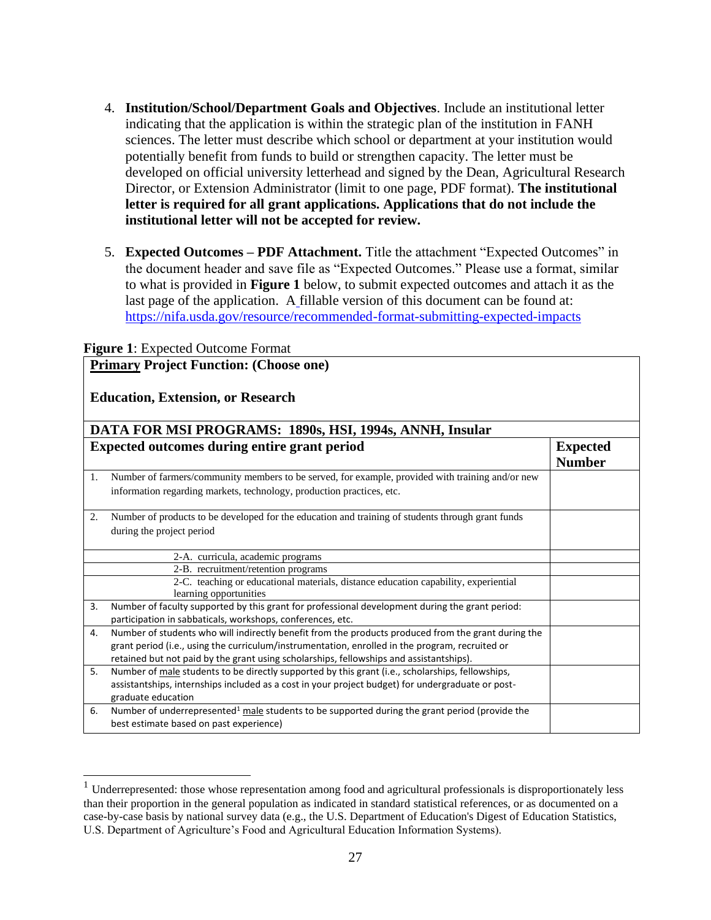4. **Institution/School/Department Goals and Objectives**. Include an institutional letter indicating that the application is within the strategic plan of the institution in FANH sciences. The letter must describe which school or department at your institution would potentially benefit from funds to build or strengthen capacity. The letter must be developed on official university letterhead and signed by the Dean, Agricultural Research Director, or Extension Administrator (limit to one page, PDF format). **The institutional letter is required for all grant applications. Applications that do not include the institutional letter will not be accepted for review.**

5. **Expected Outcomes – PDF Attachment.** Title the attachment "Expected Outcomes" in the document header and save file as "Expected Outcomes." Please use a format, similar to what is provided in **Figure 1** below, to submit expected outcomes and attach it as the last page of the application. A fillable version of this document can be found at: https://nifa.usda.gov/resource/recommended-format-submitting-expected-impacts

**Figure 1**: Expected Outcome Format

| **Primary Project Function: (Choose one)**<br><br>**Education, Extension, or Research** | |
|---|---|
| **DATA FOR MSI PROGRAMS: 1890s, HSI, 1994s, ANNH, Insular** | |
| **Expected outcomes during entire grant period** | **Expected Number** |
| 1. Number of farmers/community members to be served, for example, provided with training and/or new information regarding markets, technology, production practices, etc. | |
| 2. Number of products to be developed for the education and training of students through grant funds during the project period | |
| 2-A. curricula, academic programs | |
| 2-B. recruitment/retention programs | |
| 2-C. teaching or educational materials, distance education capability, experiential learning opportunities | |
| 3. Number of faculty supported by this grant for professional development during the grant period: participation in sabbaticals, workshops, conferences, etc. | |
| 4. Number of students who will indirectly benefit from the products produced from the grant during the grant period (i.e., using the curriculum/instrumentation, enrolled in the program, recruited or retained but not paid by the grant using scholarships, fellowships and assistantships). | |
| 5. Number of male students to be directly supported by this grant (i.e., scholarships, fellowships, assistantships, internships included as a cost in your project budget) for undergraduate or post-graduate education | |
| 6. Number of underrepresented[1] male students to be supported during the grant period (provide the best estimate based on past experience) | |

[1] Underrepresented: those whose representation among food and agricultural professionals is disproportionately less than their proportion in the general population as indicated in standard statistical references, or as documented on a case-by-case basis by national survey data (e.g., the U.S. Department of Education's Digest of Education Statistics, U.S. Department of Agriculture's Food and Agricultural Education Information Systems).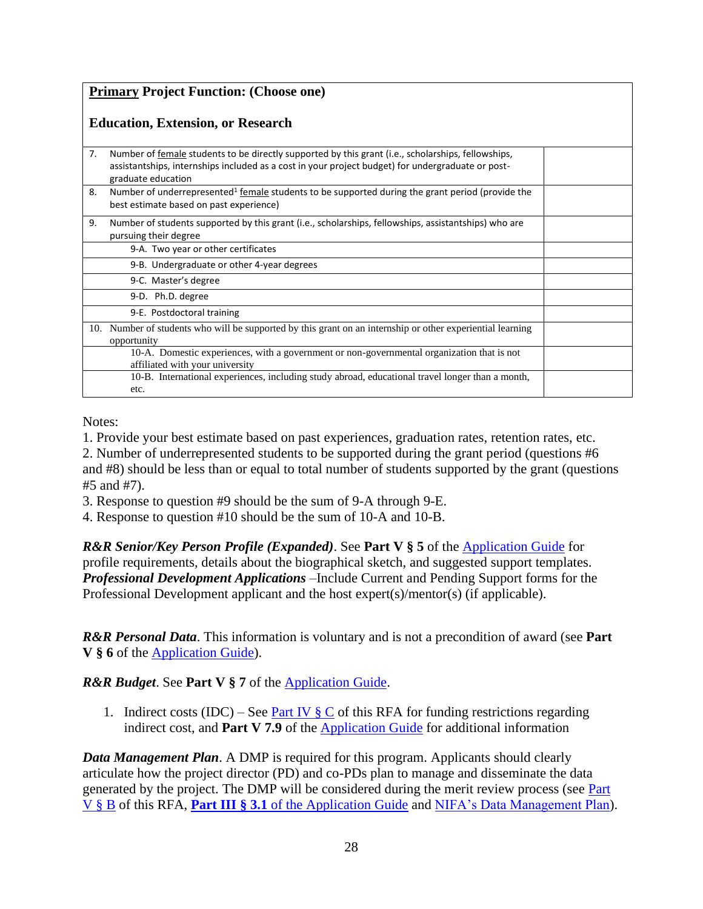| **<u>Primary</u> Project Function: (Choose one)**<br><br>**Education, Extension, or Research** | |
|---|---|
| 7. Number of <u>female</u> students to be directly supported by this grant (i.e., scholarships, fellowships, assistantships, internships included as a cost in your project budget) for undergraduate or post-graduate education | |
| 8. Number of underrepresented[1] <u>female</u> students to be supported during the grant period (provide the best estimate based on past experience) | |
| 9. Number of students supported by this grant (i.e., scholarships, fellowships, assistantships) who are pursuing their degree | |
| 9-A. Two year or other certificates | |
| 9-B. Undergraduate or other 4-year degrees | |
| 9-C. Master's degree | |
| 9-D. Ph.D. degree | |
| 9-E. Postdoctoral training | |
| 10. Number of students who will be supported by this grant on an internship or other experiential learning opportunity | |
| 10-A. Domestic experiences, with a government or non-governmental organization that is not affiliated with your university | |
| 10-B. International experiences, including study abroad, educational travel longer than a month, etc. | |

Notes:

1. Provide your best estimate based on past experiences, graduation rates, retention rates, etc.
2. Number of underrepresented students to be supported during the grant period (questions #6 and #8) should be less than or equal to total number of students supported by the grant (questions #5 and #7).
3. Response to question #9 should be the sum of 9-A through 9-E.
4. Response to question #10 should be the sum of 10-A and 10-B.

***R&R Senior/Key Person Profile (Expanded)***. See **Part V § 5** of the Application Guide for profile requirements, details about the biographical sketch, and suggested support templates. ***Professional Development Applications*** –Include Current and Pending Support forms for the Professional Development applicant and the host expert(s)/mentor(s) (if applicable).

***R&R Personal Data***. This information is voluntary and is not a precondition of award (see **Part V § 6** of the Application Guide).

***R&R Budget***. See **Part V § 7** of the Application Guide.

1. Indirect costs (IDC) – See Part IV § C of this RFA for funding restrictions regarding indirect cost, and **Part V 7.9** of the Application Guide for additional information

***Data Management Plan***. A DMP is required for this program. Applicants should clearly articulate how the project director (PD) and co-PDs plan to manage and disseminate the data generated by the project. The DMP will be considered during the merit review process (see Part V § B of this RFA, **Part III § 3.1** of the Application Guide and NIFA's Data Management Plan).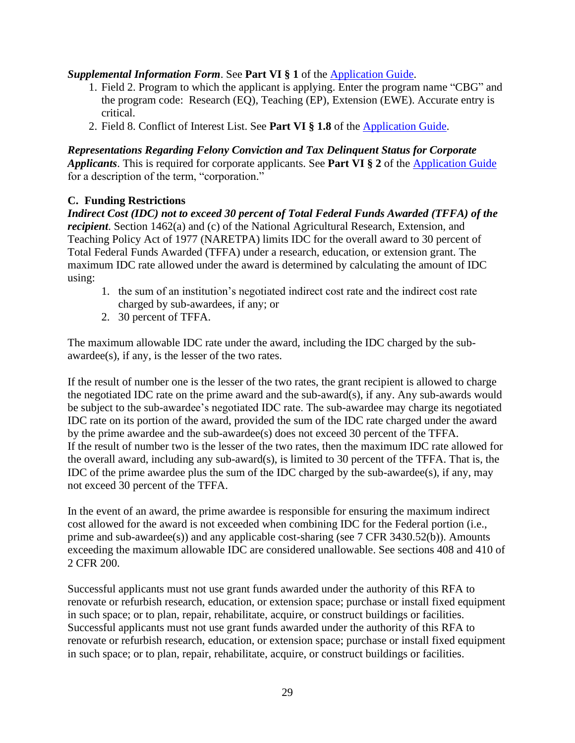***Supplemental Information Form***. See **Part VI § 1** of the [Application Guide](Application Guide).

1. Field 2. Program to which the applicant is applying. Enter the program name "CBG" and the program code: Research (EQ), Teaching (EP), Extension (EWE). Accurate entry is critical.
2. Field 8. Conflict of Interest List. See **Part VI § 1.8** of the [Application Guide](Application Guide).

***Representations Regarding Felony Conviction and Tax Delinquent Status for Corporate Applicants***. This is required for corporate applicants. See **Part VI § 2** of the [Application Guide](Application Guide) for a description of the term, "corporation."

### C. Funding Restrictions

***Indirect Cost (IDC) not to exceed 30 percent of Total Federal Funds Awarded (TFFA) of the recipient***. Section 1462(a) and (c) of the National Agricultural Research, Extension, and Teaching Policy Act of 1977 (NARETPA) limits IDC for the overall award to 30 percent of Total Federal Funds Awarded (TFFA) under a research, education, or extension grant. The maximum IDC rate allowed under the award is determined by calculating the amount of IDC using:

1. the sum of an institution's negotiated indirect cost rate and the indirect cost rate charged by sub-awardees, if any; or
2. 30 percent of TFFA.

The maximum allowable IDC rate under the award, including the IDC charged by the sub-awardee(s), if any, is the lesser of the two rates.

If the result of number one is the lesser of the two rates, the grant recipient is allowed to charge the negotiated IDC rate on the prime award and the sub-award(s), if any. Any sub-awards would be subject to the sub-awardee's negotiated IDC rate. The sub-awardee may charge its negotiated IDC rate on its portion of the award, provided the sum of the IDC rate charged under the award by the prime awardee and the sub-awardee(s) does not exceed 30 percent of the TFFA.
If the result of number two is the lesser of the two rates, then the maximum IDC rate allowed for the overall award, including any sub-award(s), is limited to 30 percent of the TFFA. That is, the IDC of the prime awardee plus the sum of the IDC charged by the sub-awardee(s), if any, may not exceed 30 percent of the TFFA.

In the event of an award, the prime awardee is responsible for ensuring the maximum indirect cost allowed for the award is not exceeded when combining IDC for the Federal portion (i.e., prime and sub-awardee(s)) and any applicable cost-sharing (see 7 CFR 3430.52(b)). Amounts exceeding the maximum allowable IDC are considered unallowable. See sections 408 and 410 of 2 CFR 200.

Successful applicants must not use grant funds awarded under the authority of this RFA to renovate or refurbish research, education, or extension space; purchase or install fixed equipment in such space; or to plan, repair, rehabilitate, acquire, or construct buildings or facilities. Successful applicants must not use grant funds awarded under the authority of this RFA to renovate or refurbish research, education, or extension space; purchase or install fixed equipment in such space; or to plan, repair, rehabilitate, acquire, or construct buildings or facilities.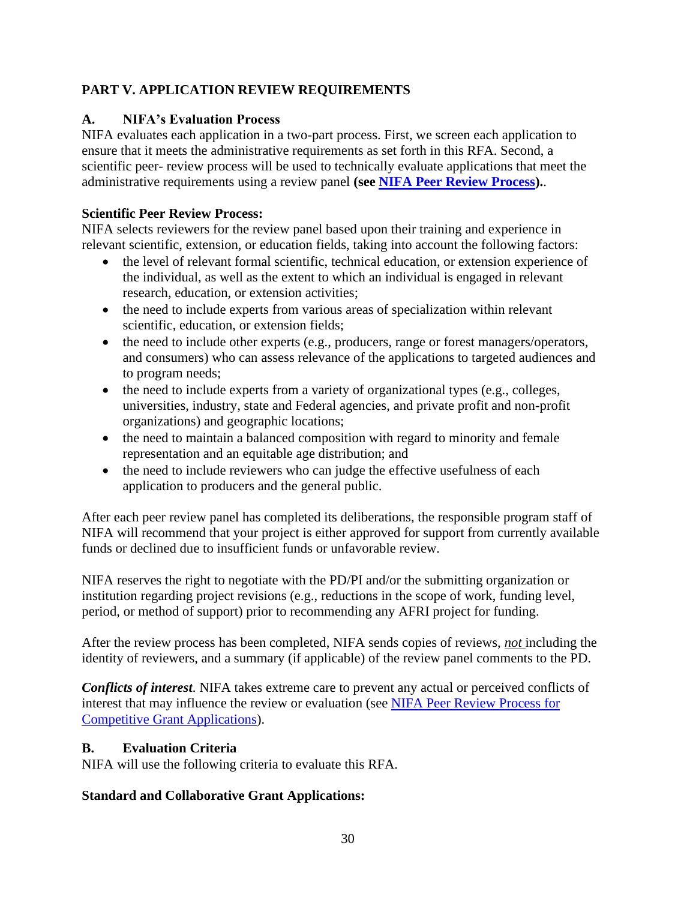## PART V. APPLICATION REVIEW REQUIREMENTS

### A. NIFA's Evaluation Process

NIFA evaluates each application in a two-part process. First, we screen each application to ensure that it meets the administrative requirements as set forth in this RFA. Second, a scientific peer- review process will be used to technically evaluate applications that meet the administrative requirements using a review panel **(see NIFA Peer Review Process)**..

**Scientific Peer Review Process:**

NIFA selects reviewers for the review panel based upon their training and experience in relevant scientific, extension, or education fields, taking into account the following factors:

- the level of relevant formal scientific, technical education, or extension experience of the individual, as well as the extent to which an individual is engaged in relevant research, education, or extension activities;
- the need to include experts from various areas of specialization within relevant scientific, education, or extension fields;
- the need to include other experts (e.g., producers, range or forest managers/operators, and consumers) who can assess relevance of the applications to targeted audiences and to program needs;
- the need to include experts from a variety of organizational types (e.g., colleges, universities, industry, state and Federal agencies, and private profit and non-profit organizations) and geographic locations;
- the need to maintain a balanced composition with regard to minority and female representation and an equitable age distribution; and
- the need to include reviewers who can judge the effective usefulness of each application to producers and the general public.

After each peer review panel has completed its deliberations, the responsible program staff of NIFA will recommend that your project is either approved for support from currently available funds or declined due to insufficient funds or unfavorable review.

NIFA reserves the right to negotiate with the PD/PI and/or the submitting organization or institution regarding project revisions (e.g., reductions in the scope of work, funding level, period, or method of support) prior to recommending any AFRI project for funding.

After the review process has been completed, NIFA sends copies of reviews, ***not*** including the identity of reviewers, and a summary (if applicable) of the review panel comments to the PD.

***Conflicts of interest***. NIFA takes extreme care to prevent any actual or perceived conflicts of interest that may influence the review or evaluation (see NIFA Peer Review Process for Competitive Grant Applications).

### B. Evaluation Criteria

NIFA will use the following criteria to evaluate this RFA.

**Standard and Collaborative Grant Applications:**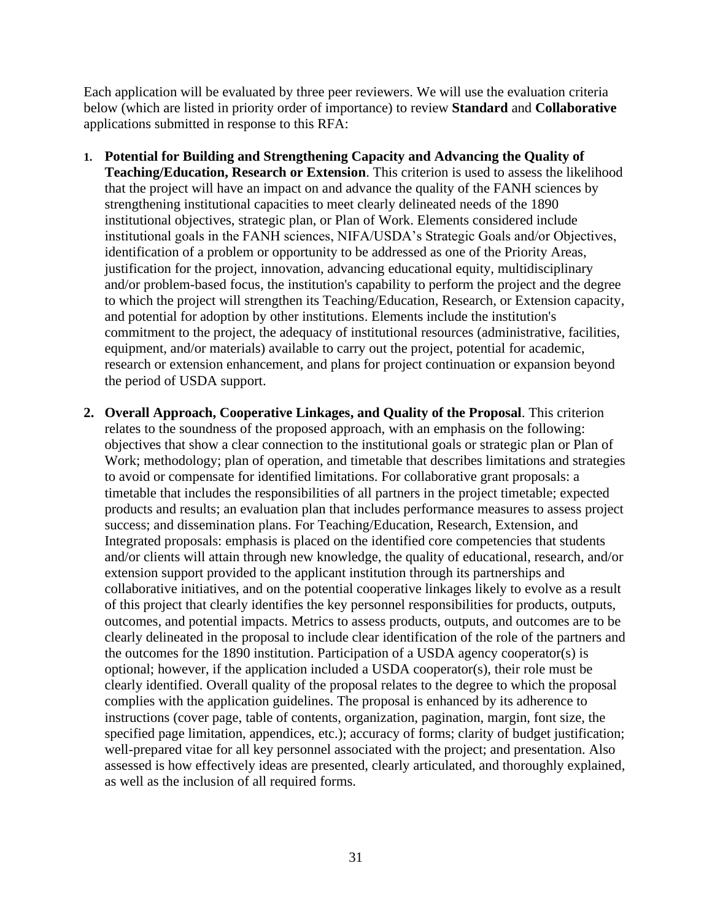Each application will be evaluated by three peer reviewers. We will use the evaluation criteria below (which are listed in priority order of importance) to review **Standard** and **Collaborative** applications submitted in response to this RFA:

1. **Potential for Building and Strengthening Capacity and Advancing the Quality of Teaching/Education, Research or Extension**. This criterion is used to assess the likelihood that the project will have an impact on and advance the quality of the FANH sciences by strengthening institutional capacities to meet clearly delineated needs of the 1890 institutional objectives, strategic plan, or Plan of Work. Elements considered include institutional goals in the FANH sciences, NIFA/USDA's Strategic Goals and/or Objectives, identification of a problem or opportunity to be addressed as one of the Priority Areas, justification for the project, innovation, advancing educational equity, multidisciplinary and/or problem-based focus, the institution's capability to perform the project and the degree to which the project will strengthen its Teaching/Education, Research, or Extension capacity, and potential for adoption by other institutions. Elements include the institution's commitment to the project, the adequacy of institutional resources (administrative, facilities, equipment, and/or materials) available to carry out the project, potential for academic, research or extension enhancement, and plans for project continuation or expansion beyond the period of USDA support.

2. **Overall Approach, Cooperative Linkages, and Quality of the Proposal**. This criterion relates to the soundness of the proposed approach, with an emphasis on the following: objectives that show a clear connection to the institutional goals or strategic plan or Plan of Work; methodology; plan of operation, and timetable that describes limitations and strategies to avoid or compensate for identified limitations. For collaborative grant proposals: a timetable that includes the responsibilities of all partners in the project timetable; expected products and results; an evaluation plan that includes performance measures to assess project success; and dissemination plans. For Teaching/Education, Research, Extension, and Integrated proposals: emphasis is placed on the identified core competencies that students and/or clients will attain through new knowledge, the quality of educational, research, and/or extension support provided to the applicant institution through its partnerships and collaborative initiatives, and on the potential cooperative linkages likely to evolve as a result of this project that clearly identifies the key personnel responsibilities for products, outputs, outcomes, and potential impacts. Metrics to assess products, outputs, and outcomes are to be clearly delineated in the proposal to include clear identification of the role of the partners and the outcomes for the 1890 institution. Participation of a USDA agency cooperator(s) is optional; however, if the application included a USDA cooperator(s), their role must be clearly identified. Overall quality of the proposal relates to the degree to which the proposal complies with the application guidelines. The proposal is enhanced by its adherence to instructions (cover page, table of contents, organization, pagination, margin, font size, the specified page limitation, appendices, etc.); accuracy of forms; clarity of budget justification; well-prepared vitae for all key personnel associated with the project; and presentation. Also assessed is how effectively ideas are presented, clearly articulated, and thoroughly explained, as well as the inclusion of all required forms.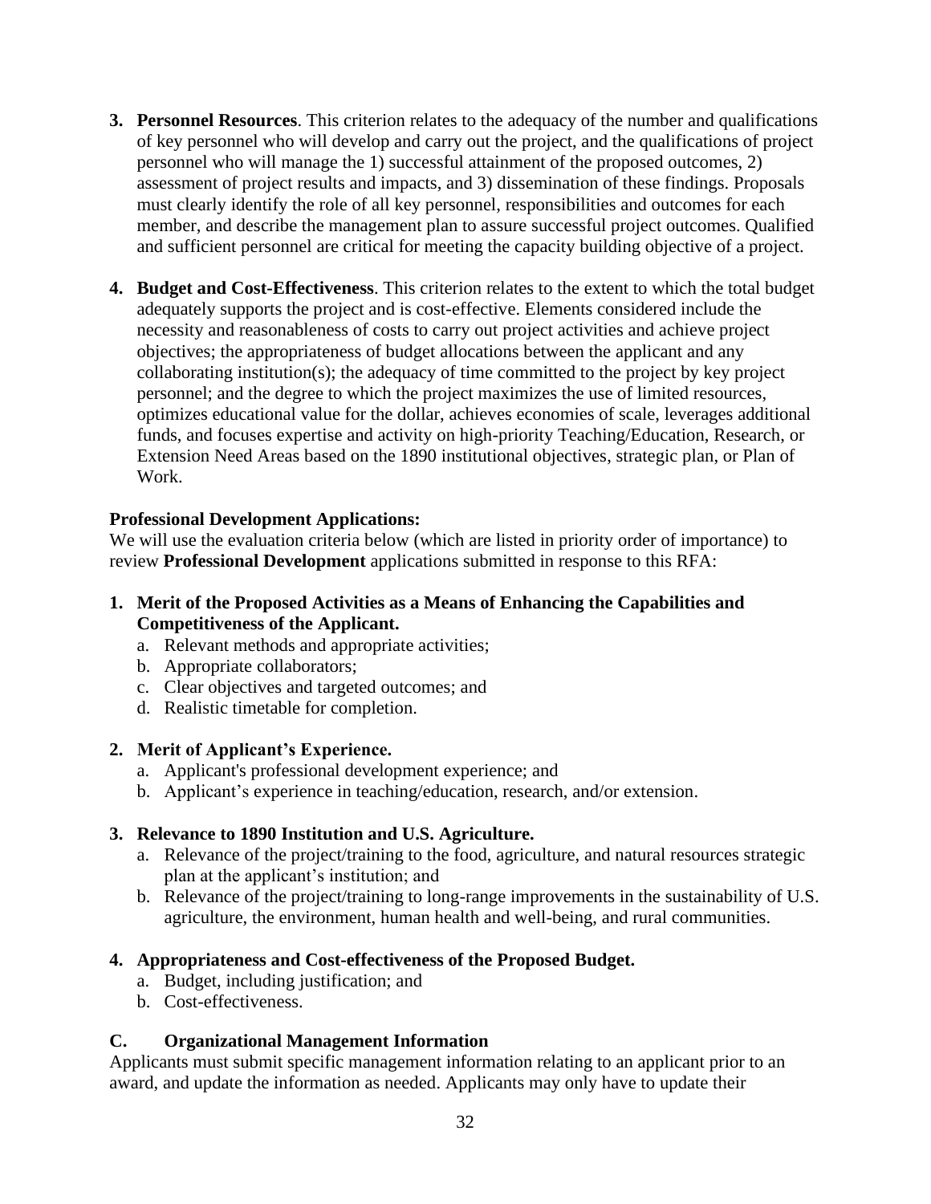3. **Personnel Resources**. This criterion relates to the adequacy of the number and qualifications of key personnel who will develop and carry out the project, and the qualifications of project personnel who will manage the 1) successful attainment of the proposed outcomes, 2) assessment of project results and impacts, and 3) dissemination of these findings. Proposals must clearly identify the role of all key personnel, responsibilities and outcomes for each member, and describe the management plan to assure successful project outcomes. Qualified and sufficient personnel are critical for meeting the capacity building objective of a project.

4. **Budget and Cost-Effectiveness**. This criterion relates to the extent to which the total budget adequately supports the project and is cost-effective. Elements considered include the necessity and reasonableness of costs to carry out project activities and achieve project objectives; the appropriateness of budget allocations between the applicant and any collaborating institution(s); the adequacy of time committed to the project by key project personnel; and the degree to which the project maximizes the use of limited resources, optimizes educational value for the dollar, achieves economies of scale, leverages additional funds, and focuses expertise and activity on high-priority Teaching/Education, Research, or Extension Need Areas based on the 1890 institutional objectives, strategic plan, or Plan of Work.

**Professional Development Applications:**
We will use the evaluation criteria below (which are listed in priority order of importance) to review **Professional Development** applications submitted in response to this RFA:

1. **Merit of the Proposed Activities as a Means of Enhancing the Capabilities and Competitiveness of the Applicant.**
   a. Relevant methods and appropriate activities;
   b. Appropriate collaborators;
   c. Clear objectives and targeted outcomes; and
   d. Realistic timetable for completion.

2. **Merit of Applicant's Experience.**
   a. Applicant's professional development experience; and
   b. Applicant's experience in teaching/education, research, and/or extension.

3. **Relevance to 1890 Institution and U.S. Agriculture.**
   a. Relevance of the project/training to the food, agriculture, and natural resources strategic plan at the applicant's institution; and
   b. Relevance of the project/training to long-range improvements in the sustainability of U.S. agriculture, the environment, human health and well-being, and rural communities.

4. **Appropriateness and Cost-effectiveness of the Proposed Budget.**
   a. Budget, including justification; and
   b. Cost-effectiveness.

### C. Organizational Management Information

Applicants must submit specific management information relating to an applicant prior to an award, and update the information as needed. Applicants may only have to update their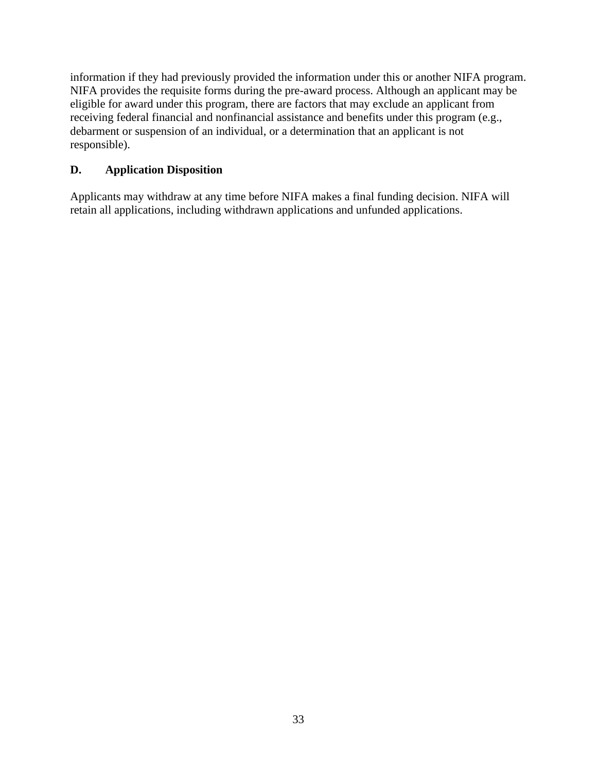information if they had previously provided the information under this or another NIFA program. NIFA provides the requisite forms during the pre-award process. Although an applicant may be eligible for award under this program, there are factors that may exclude an applicant from receiving federal financial and nonfinancial assistance and benefits under this program (e.g., debarment or suspension of an individual, or a determination that an applicant is not responsible).

### D. Application Disposition

Applicants may withdraw at any time before NIFA makes a final funding decision. NIFA will retain all applications, including withdrawn applications and unfunded applications.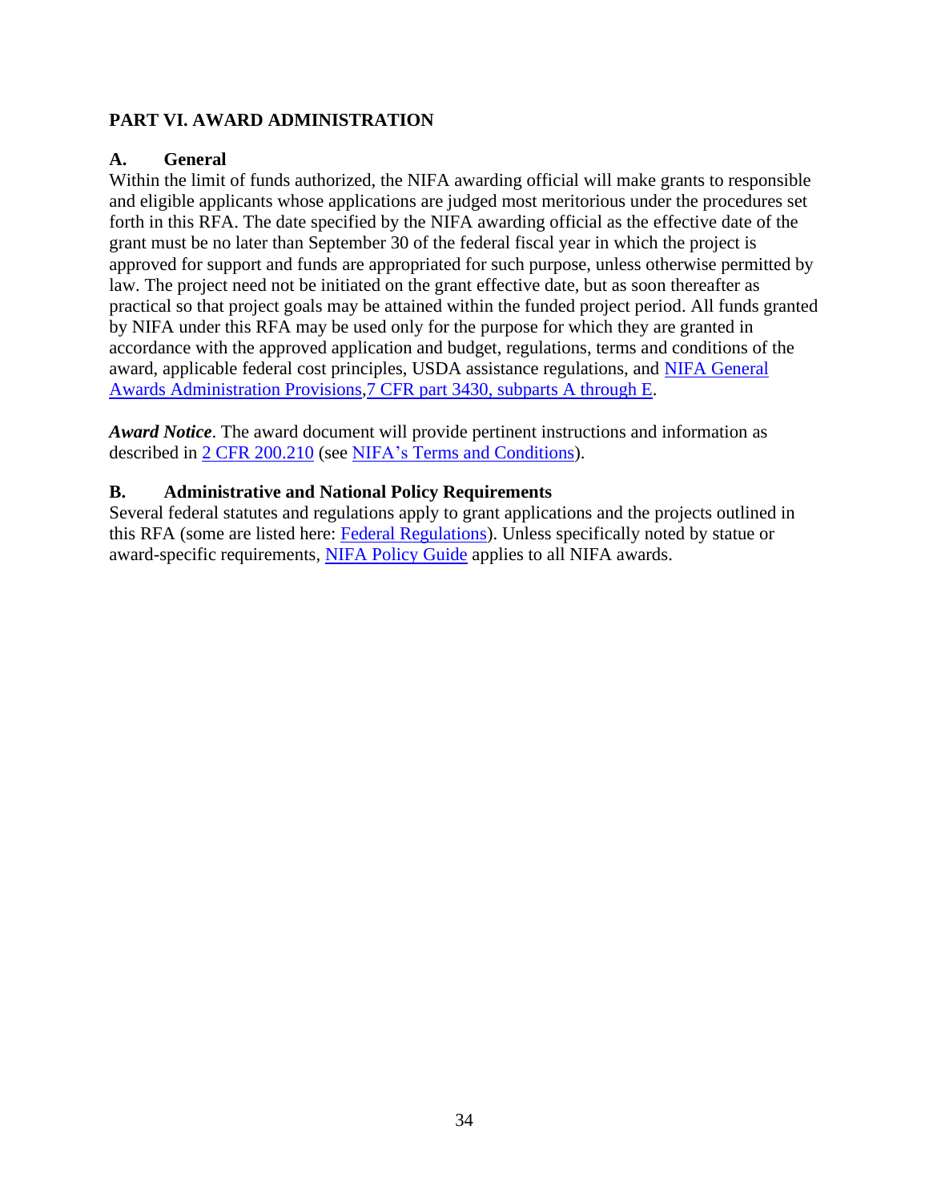## PART VI. AWARD ADMINISTRATION

### A. General

Within the limit of funds authorized, the NIFA awarding official will make grants to responsible and eligible applicants whose applications are judged most meritorious under the procedures set forth in this RFA. The date specified by the NIFA awarding official as the effective date of the grant must be no later than September 30 of the federal fiscal year in which the project is approved for support and funds are appropriated for such purpose, unless otherwise permitted by law. The project need not be initiated on the grant effective date, but as soon thereafter as practical so that project goals may be attained within the funded project period. All funds granted by NIFA under this RFA may be used only for the purpose for which they are granted in accordance with the approved application and budget, regulations, terms and conditions of the award, applicable federal cost principles, USDA assistance regulations, and NIFA General Awards Administration Provisions,7 CFR part 3430, subparts A through E.

***Award Notice***. The award document will provide pertinent instructions and information as described in 2 CFR 200.210 (see NIFA's Terms and Conditions).

### B. Administrative and National Policy Requirements

Several federal statutes and regulations apply to grant applications and the projects outlined in this RFA (some are listed here: Federal Regulations). Unless specifically noted by statue or award-specific requirements, NIFA Policy Guide applies to all NIFA awards.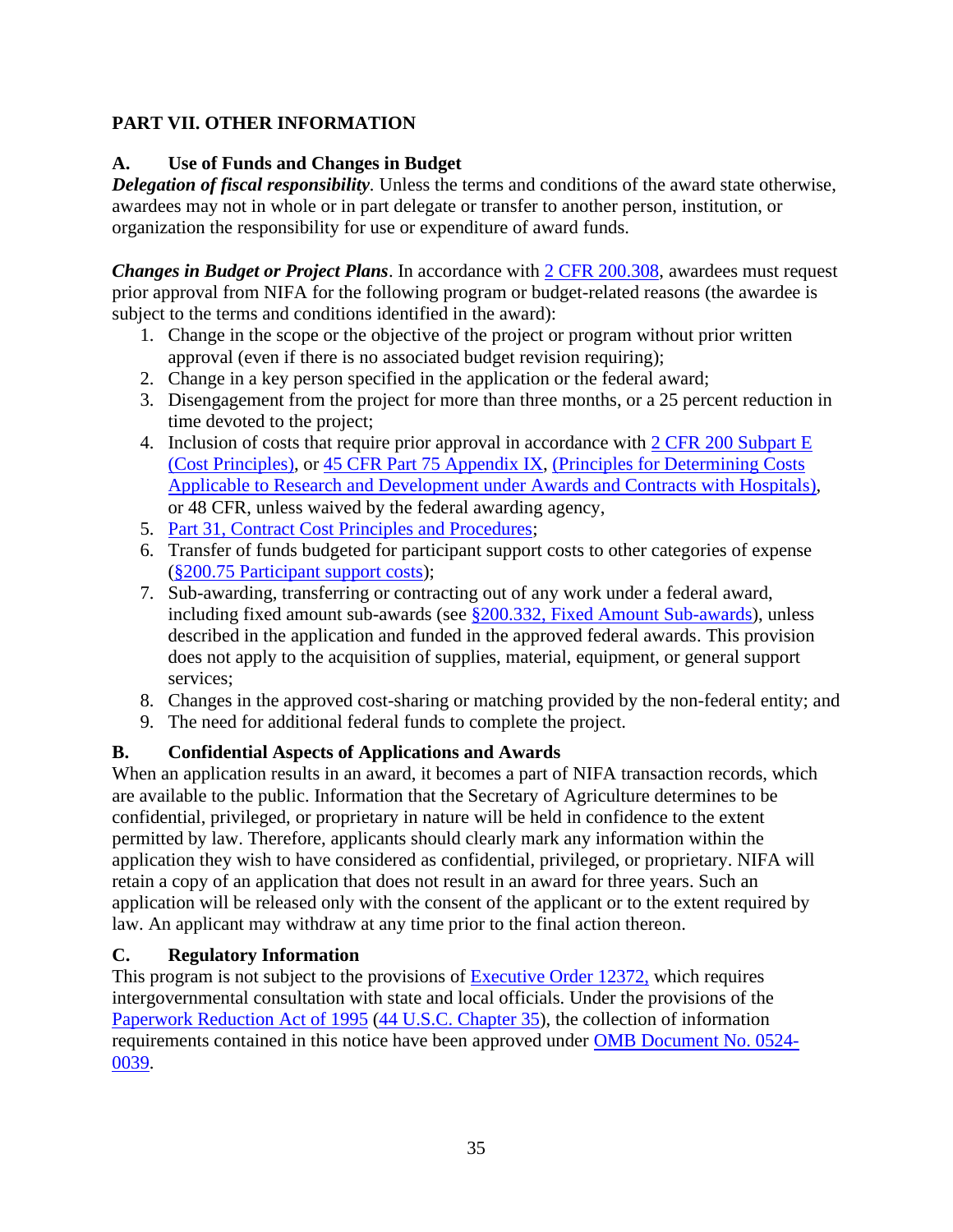## PART VII. OTHER INFORMATION

### A. Use of Funds and Changes in Budget

***Delegation of fiscal responsibility***. Unless the terms and conditions of the award state otherwise, awardees may not in whole or in part delegate or transfer to another person, institution, or organization the responsibility for use or expenditure of award funds.

***Changes in Budget or Project Plans***. In accordance with 2 CFR 200.308, awardees must request prior approval from NIFA for the following program or budget-related reasons (the awardee is subject to the terms and conditions identified in the award):

1. Change in the scope or the objective of the project or program without prior written approval (even if there is no associated budget revision requiring);
2. Change in a key person specified in the application or the federal award;
3. Disengagement from the project for more than three months, or a 25 percent reduction in time devoted to the project;
4. Inclusion of costs that require prior approval in accordance with 2 CFR 200 Subpart E (Cost Principles), or 45 CFR Part 75 Appendix IX, (Principles for Determining Costs Applicable to Research and Development under Awards and Contracts with Hospitals), or 48 CFR, unless waived by the federal awarding agency,
5. Part 31, Contract Cost Principles and Procedures;
6. Transfer of funds budgeted for participant support costs to other categories of expense (§200.75 Participant support costs);
7. Sub-awarding, transferring or contracting out of any work under a federal award, including fixed amount sub-awards (see §200.332, Fixed Amount Sub-awards), unless described in the application and funded in the approved federal awards. This provision does not apply to the acquisition of supplies, material, equipment, or general support services;
8. Changes in the approved cost-sharing or matching provided by the non-federal entity; and
9. The need for additional federal funds to complete the project.

### B. Confidential Aspects of Applications and Awards

When an application results in an award, it becomes a part of NIFA transaction records, which are available to the public. Information that the Secretary of Agriculture determines to be confidential, privileged, or proprietary in nature will be held in confidence to the extent permitted by law. Therefore, applicants should clearly mark any information within the application they wish to have considered as confidential, privileged, or proprietary. NIFA will retain a copy of an application that does not result in an award for three years. Such an application will be released only with the consent of the applicant or to the extent required by law. An applicant may withdraw at any time prior to the final action thereon.

### C. Regulatory Information

This program is not subject to the provisions of Executive Order 12372, which requires intergovernmental consultation with state and local officials. Under the provisions of the Paperwork Reduction Act of 1995 (44 U.S.C. Chapter 35), the collection of information requirements contained in this notice have been approved under OMB Document No. 0524-0039.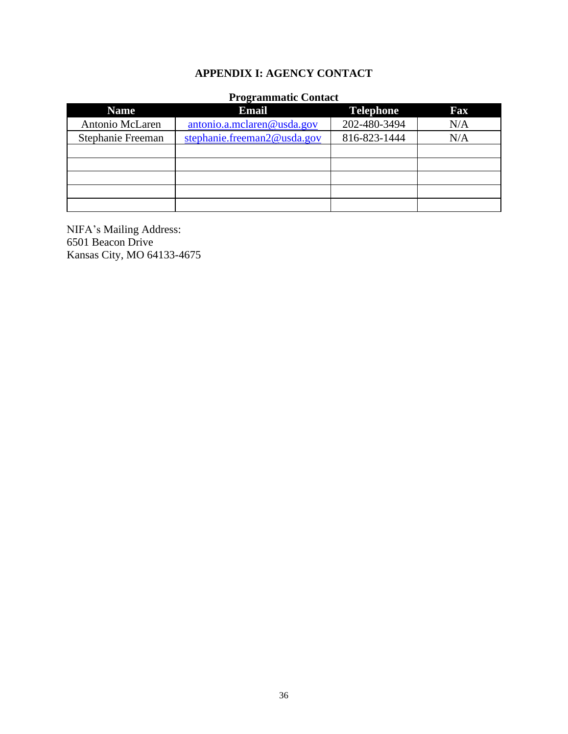# APPENDIX I: AGENCY CONTACT

**Programmatic Contact**

| Name | Email | Telephone | Fax |
|---|---|---|---|
| Antonio McLaren | antonio.a.mclaren@usda.gov | 202-480-3494 | N/A |
| Stephanie Freeman | stephanie.freeman2@usda.gov | 816-823-1444 | N/A |
| | | | |
| | | | |
| | | | |
| | | | |
| | | | |

NIFA's Mailing Address:
6501 Beacon Drive
Kansas City, MO 64133-4675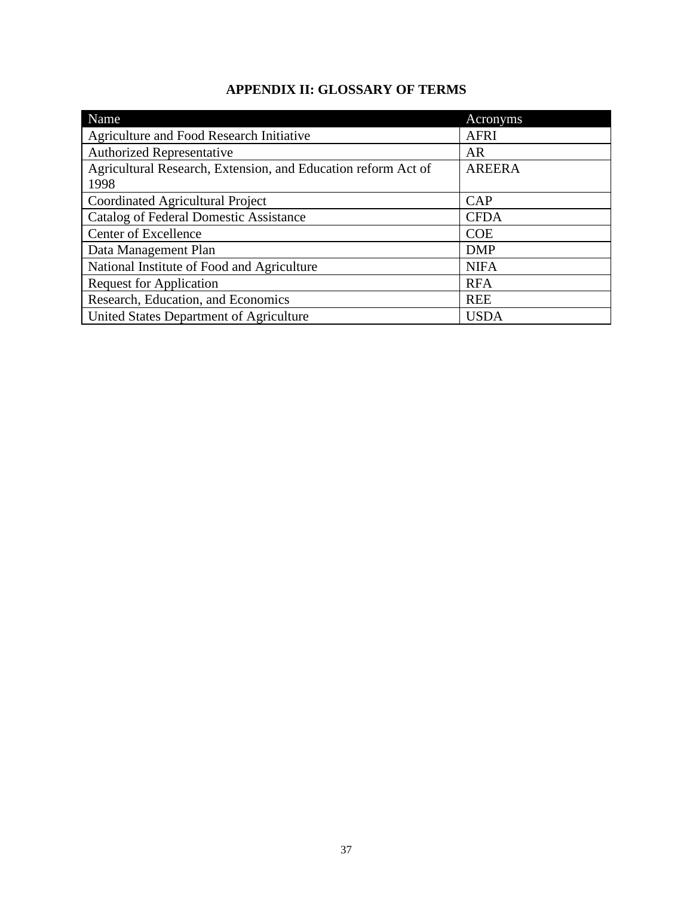# APPENDIX II: GLOSSARY OF TERMS

| Name | Acronyms |
|---|---|
| Agriculture and Food Research Initiative | AFRI |
| Authorized Representative | AR |
| Agricultural Research, Extension, and Education reform Act of 1998 | AREERA |
| Coordinated Agricultural Project | CAP |
| Catalog of Federal Domestic Assistance | CFDA |
| Center of Excellence | COE |
| Data Management Plan | DMP |
| National Institute of Food and Agriculture | NIFA |
| Request for Application | RFA |
| Research, Education, and Economics | REE |
| United States Department of Agriculture | USDA |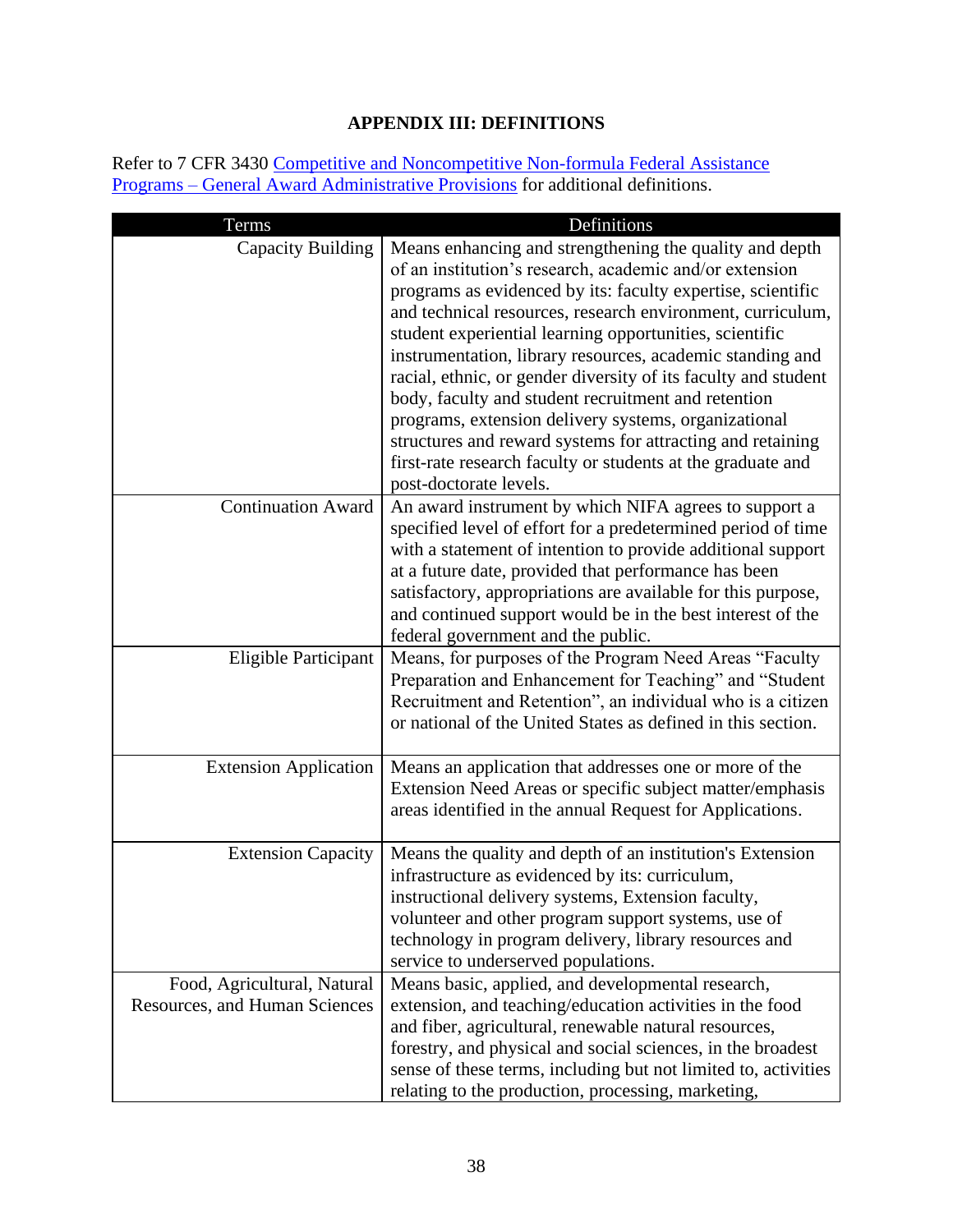## APPENDIX III: DEFINITIONS

Refer to 7 CFR 3430 [Competitive and Noncompetitive Non-formula Federal Assistance Programs – General Award Administrative Provisions]() for additional definitions.

| Terms | Definitions |
|---|---|
| Capacity Building | Means enhancing and strengthening the quality and depth of an institution's research, academic and/or extension programs as evidenced by its: faculty expertise, scientific and technical resources, research environment, curriculum, student experiential learning opportunities, scientific instrumentation, library resources, academic standing and racial, ethnic, or gender diversity of its faculty and student body, faculty and student recruitment and retention programs, extension delivery systems, organizational structures and reward systems for attracting and retaining first-rate research faculty or students at the graduate and post-doctorate levels. |
| Continuation Award | An award instrument by which NIFA agrees to support a specified level of effort for a predetermined period of time with a statement of intention to provide additional support at a future date, provided that performance has been satisfactory, appropriations are available for this purpose, and continued support would be in the best interest of the federal government and the public. |
| Eligible Participant | Means, for purposes of the Program Need Areas "Faculty Preparation and Enhancement for Teaching" and "Student Recruitment and Retention", an individual who is a citizen or national of the United States as defined in this section. |
| Extension Application | Means an application that addresses one or more of the Extension Need Areas or specific subject matter/emphasis areas identified in the annual Request for Applications. |
| Extension Capacity | Means the quality and depth of an institution's Extension infrastructure as evidenced by its: curriculum, instructional delivery systems, Extension faculty, volunteer and other program support systems, use of technology in program delivery, library resources and service to underserved populations. |
| Food, Agricultural, Natural Resources, and Human Sciences | Means basic, applied, and developmental research, extension, and teaching/education activities in the food and fiber, agricultural, renewable natural resources, forestry, and physical and social sciences, in the broadest sense of these terms, including but not limited to, activities relating to the production, processing, marketing, |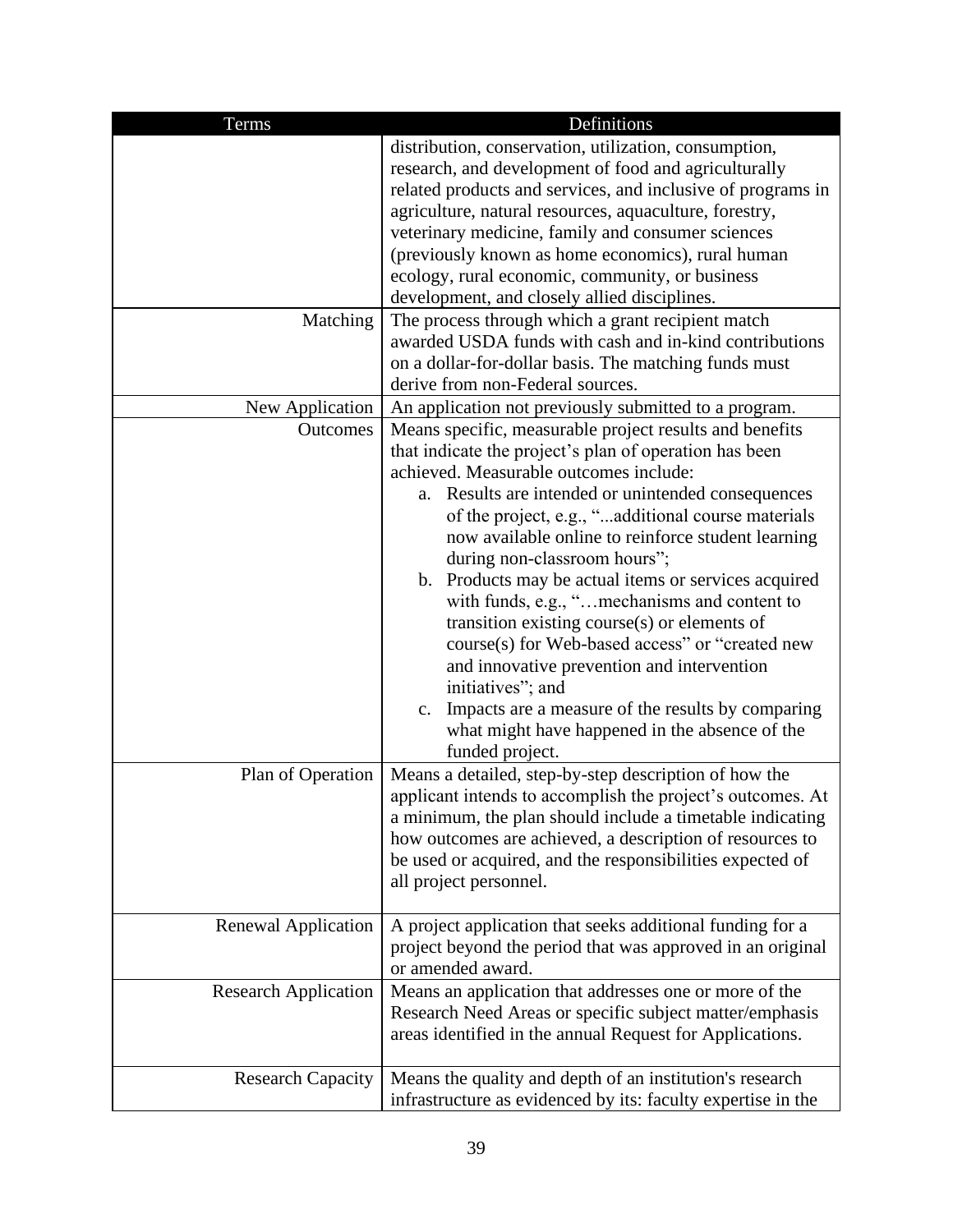| Terms | Definitions |
|---|---|
| | distribution, conservation, utilization, consumption, research, and development of food and agriculturally related products and services, and inclusive of programs in agriculture, natural resources, aquaculture, forestry, veterinary medicine, family and consumer sciences (previously known as home economics), rural human ecology, rural economic, community, or business development, and closely allied disciplines. |
| Matching | The process through which a grant recipient match awarded USDA funds with cash and in-kind contributions on a dollar-for-dollar basis. The matching funds must derive from non-Federal sources. |
| New Application | An application not previously submitted to a program. |
| Outcomes | Means specific, measurable project results and benefits that indicate the project's plan of operation has been achieved. Measurable outcomes include: a. Results are intended or unintended consequences of the project, e.g., "...additional course materials now available online to reinforce student learning during non-classroom hours"; b. Products may be actual items or services acquired with funds, e.g., "…mechanisms and content to transition existing course(s) or elements of course(s) for Web-based access" or "created new and innovative prevention and intervention initiatives"; and c. Impacts are a measure of the results by comparing what might have happened in the absence of the funded project. |
| Plan of Operation | Means a detailed, step-by-step description of how the applicant intends to accomplish the project's outcomes. At a minimum, the plan should include a timetable indicating how outcomes are achieved, a description of resources to be used or acquired, and the responsibilities expected of all project personnel. |
| Renewal Application | A project application that seeks additional funding for a project beyond the period that was approved in an original or amended award. |
| Research Application | Means an application that addresses one or more of the Research Need Areas or specific subject matter/emphasis areas identified in the annual Request for Applications. |
| Research Capacity | Means the quality and depth of an institution's research infrastructure as evidenced by its: faculty expertise in the |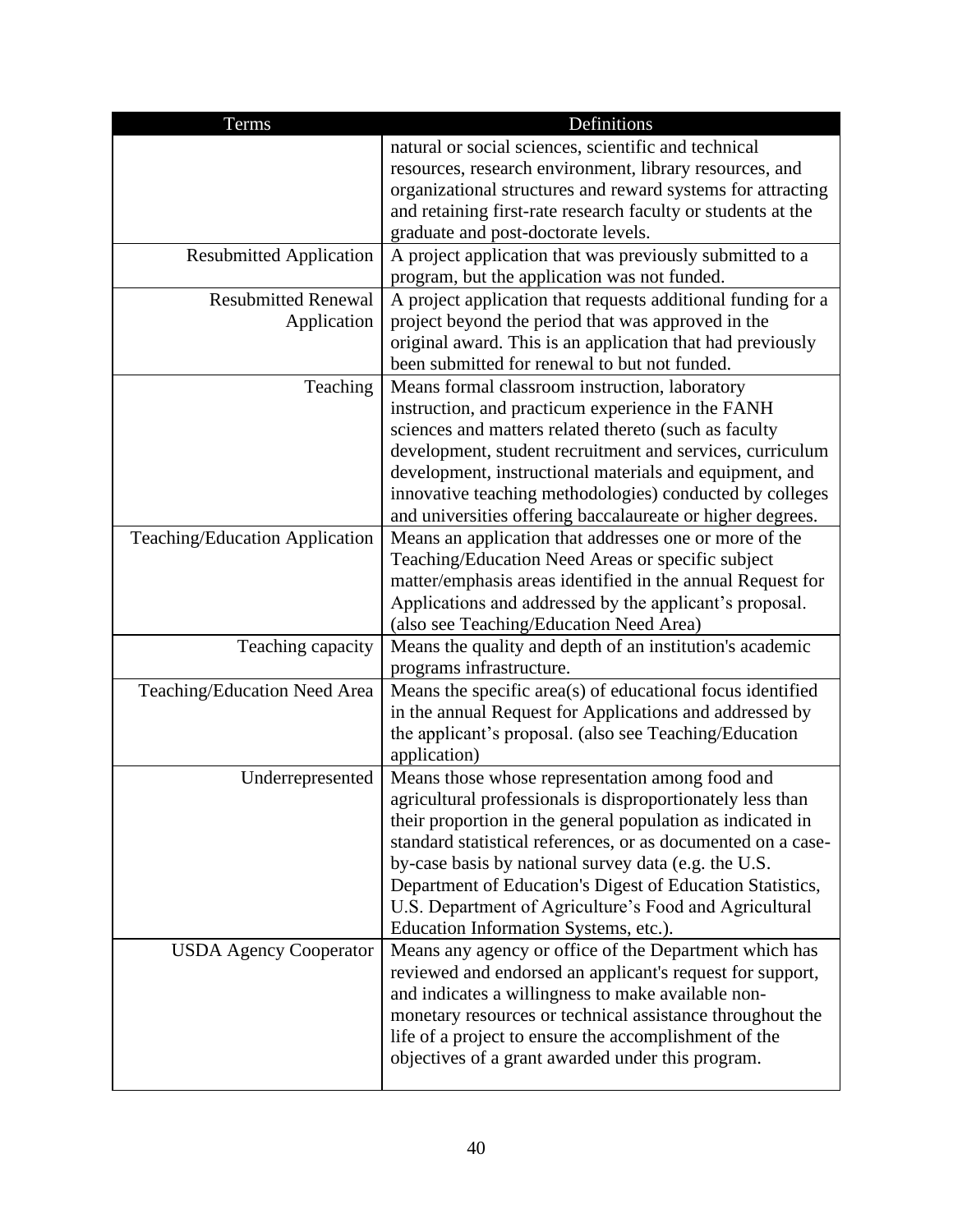| Terms | Definitions |
|---|---|
| | natural or social sciences, scientific and technical resources, research environment, library resources, and organizational structures and reward systems for attracting and retaining first-rate research faculty or students at the graduate and post-doctorate levels. |
| Resubmitted Application | A project application that was previously submitted to a program, but the application was not funded. |
| Resubmitted Renewal Application | A project application that requests additional funding for a project beyond the period that was approved in the original award. This is an application that had previously been submitted for renewal to but not funded. |
| Teaching | Means formal classroom instruction, laboratory instruction, and practicum experience in the FANH sciences and matters related thereto (such as faculty development, student recruitment and services, curriculum development, instructional materials and equipment, and innovative teaching methodologies) conducted by colleges and universities offering baccalaureate or higher degrees. |
| Teaching/Education Application | Means an application that addresses one or more of the Teaching/Education Need Areas or specific subject matter/emphasis areas identified in the annual Request for Applications and addressed by the applicant's proposal. (also see Teaching/Education Need Area) |
| Teaching capacity | Means the quality and depth of an institution's academic programs infrastructure. |
| Teaching/Education Need Area | Means the specific area(s) of educational focus identified in the annual Request for Applications and addressed by the applicant's proposal. (also see Teaching/Education application) |
| Underrepresented | Means those whose representation among food and agricultural professionals is disproportionately less than their proportion in the general population as indicated in standard statistical references, or as documented on a case-by-case basis by national survey data (e.g. the U.S. Department of Education's Digest of Education Statistics, U.S. Department of Agriculture's Food and Agricultural Education Information Systems, etc.). |
| USDA Agency Cooperator | Means any agency or office of the Department which has reviewed and endorsed an applicant's request for support, and indicates a willingness to make available non-monetary resources or technical assistance throughout the life of a project to ensure the accomplishment of the objectives of a grant awarded under this program. |